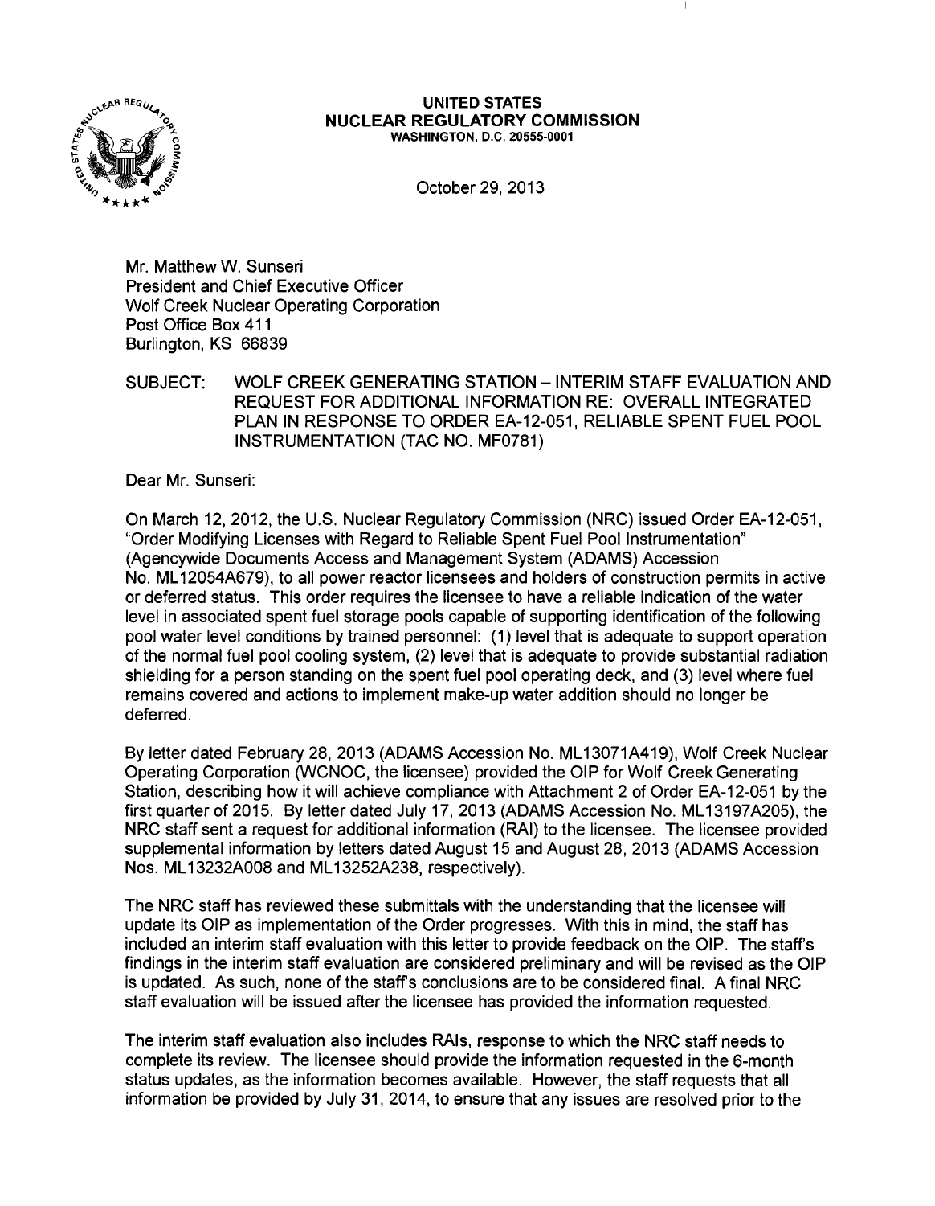**UNITED STATES**
**NUCLEAR REGULATORY COMMISSION**
WASHINGTON, D.C. 20555-0001

October 29, 2013

Mr. Matthew W. Sunseri
President and Chief Executive Officer
Wolf Creek Nuclear Operating Corporation
Post Office Box 411
Burlington, KS 66839

SUBJECT: WOLF CREEK GENERATING STATION – INTERIM STAFF EVALUATION AND REQUEST FOR ADDITIONAL INFORMATION RE: OVERALL INTEGRATED PLAN IN RESPONSE TO ORDER EA-12-051, RELIABLE SPENT FUEL POOL INSTRUMENTATION (TAC NO. MF0781)

Dear Mr. Sunseri:

On March 12, 2012, the U.S. Nuclear Regulatory Commission (NRC) issued Order EA-12-051, "Order Modifying Licenses with Regard to Reliable Spent Fuel Pool Instrumentation" (Agencywide Documents Access and Management System (ADAMS) Accession No. ML12054A679), to all power reactor licensees and holders of construction permits in active or deferred status. This order requires the licensee to have a reliable indication of the water level in associated spent fuel storage pools capable of supporting identification of the following pool water level conditions by trained personnel: (1) level that is adequate to support operation of the normal fuel pool cooling system, (2) level that is adequate to provide substantial radiation shielding for a person standing on the spent fuel pool operating deck, and (3) level where fuel remains covered and actions to implement make-up water addition should no longer be deferred.

By letter dated February 28, 2013 (ADAMS Accession No. ML13071A419), Wolf Creek Nuclear Operating Corporation (WCNOC, the licensee) provided the OIP for Wolf Creek Generating Station, describing how it will achieve compliance with Attachment 2 of Order EA-12-051 by the first quarter of 2015. By letter dated July 17, 2013 (ADAMS Accession No. ML13197A205), the NRC staff sent a request for additional information (RAI) to the licensee. The licensee provided supplemental information by letters dated August 15 and August 28, 2013 (ADAMS Accession Nos. ML13232A008 and ML13252A238, respectively).

The NRC staff has reviewed these submittals with the understanding that the licensee will update its OIP as implementation of the Order progresses. With this in mind, the staff has included an interim staff evaluation with this letter to provide feedback on the OIP. The staff's findings in the interim staff evaluation are considered preliminary and will be revised as the OIP is updated. As such, none of the staff's conclusions are to be considered final. A final NRC staff evaluation will be issued after the licensee has provided the information requested.

The interim staff evaluation also includes RAIs, response to which the NRC staff needs to complete its review. The licensee should provide the information requested in the 6-month status updates, as the information becomes available. However, the staff requests that all information be provided by July 31, 2014, to ensure that any issues are resolved prior to the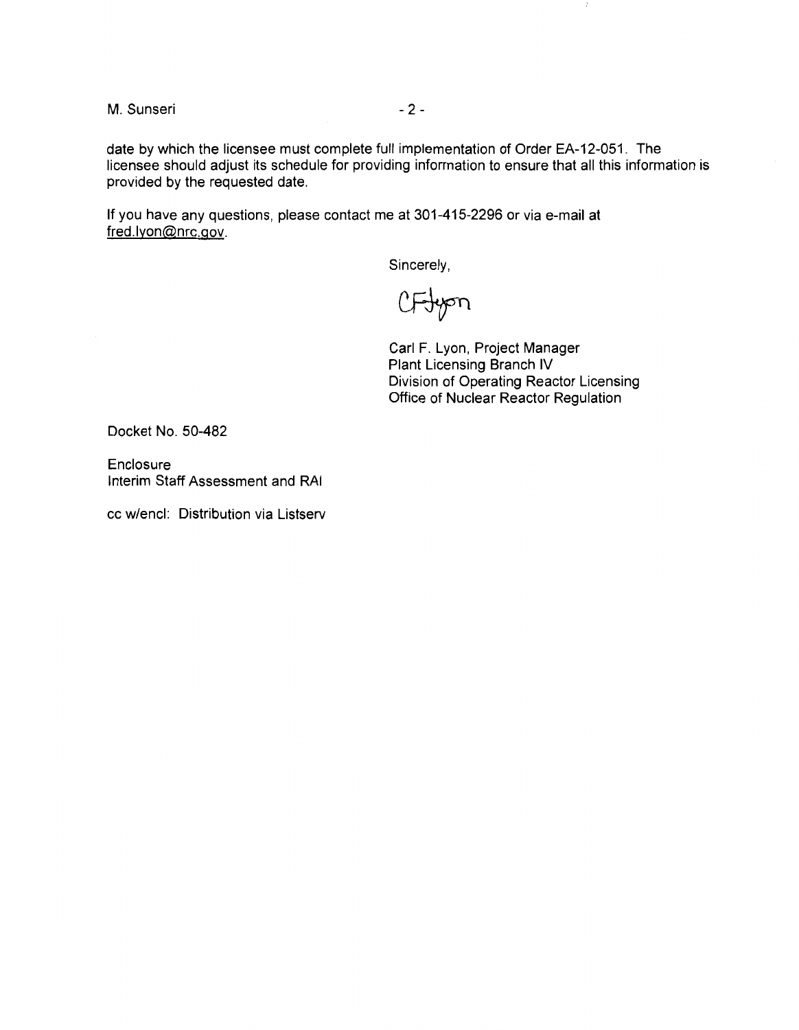date by which the licensee must complete full implementation of Order EA-12-051. The licensee should adjust its schedule for providing information to ensure that all this information is provided by the requested date.

If you have any questions, please contact me at 301-415-2296 or via e-mail at fred.lyon@nrc.gov.

Sincerely,

CFLyon

Carl F. Lyon, Project Manager
Plant Licensing Branch IV
Division of Operating Reactor Licensing
Office of Nuclear Reactor Regulation

Docket No. 50-482

Enclosure
Interim Staff Assessment and RAI

cc w/encl: Distribution via Listserv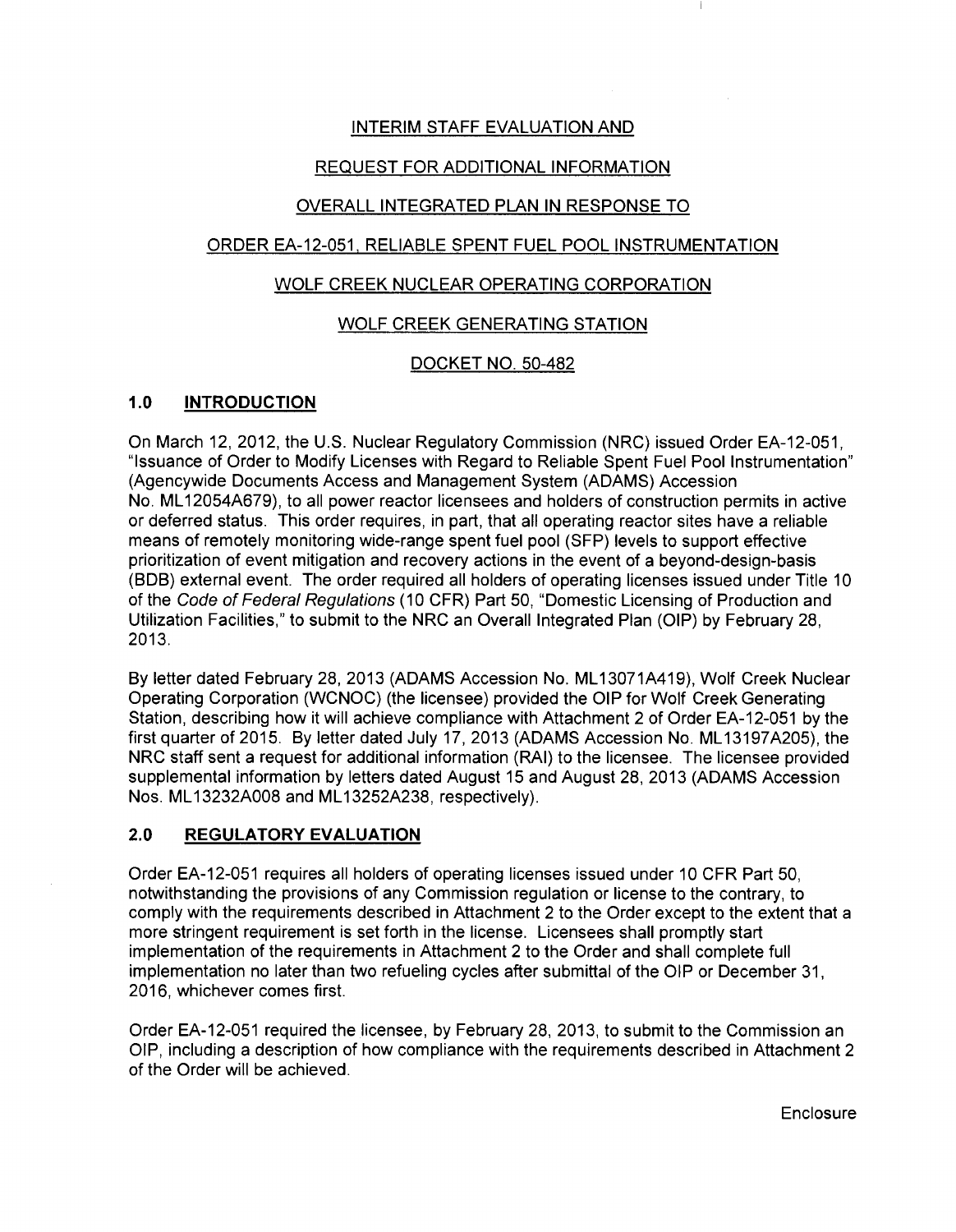INTERIM STAFF EVALUATION AND

REQUEST FOR ADDITIONAL INFORMATION

OVERALL INTEGRATED PLAN IN RESPONSE TO

ORDER EA-12-051, RELIABLE SPENT FUEL POOL INSTRUMENTATION

WOLF CREEK NUCLEAR OPERATING CORPORATION

WOLF CREEK GENERATING STATION

DOCKET NO. 50-482

## 1.0 INTRODUCTION

On March 12, 2012, the U.S. Nuclear Regulatory Commission (NRC) issued Order EA-12-051, "Issuance of Order to Modify Licenses with Regard to Reliable Spent Fuel Pool Instrumentation" (Agencywide Documents Access and Management System (ADAMS) Accession No. ML12054A679), to all power reactor licensees and holders of construction permits in active or deferred status. This order requires, in part, that all operating reactor sites have a reliable means of remotely monitoring wide-range spent fuel pool (SFP) levels to support effective prioritization of event mitigation and recovery actions in the event of a beyond-design-basis (BDB) external event. The order required all holders of operating licenses issued under Title 10 of the *Code of Federal Regulations* (10 CFR) Part 50, "Domestic Licensing of Production and Utilization Facilities," to submit to the NRC an Overall Integrated Plan (OIP) by February 28, 2013.

By letter dated February 28, 2013 (ADAMS Accession No. ML13071A419), Wolf Creek Nuclear Operating Corporation (WCNOC) (the licensee) provided the OIP for Wolf Creek Generating Station, describing how it will achieve compliance with Attachment 2 of Order EA-12-051 by the first quarter of 2015. By letter dated July 17, 2013 (ADAMS Accession No. ML13197A205), the NRC staff sent a request for additional information (RAI) to the licensee. The licensee provided supplemental information by letters dated August 15 and August 28, 2013 (ADAMS Accession Nos. ML13232A008 and ML13252A238, respectively).

## 2.0 REGULATORY EVALUATION

Order EA-12-051 requires all holders of operating licenses issued under 10 CFR Part 50, notwithstanding the provisions of any Commission regulation or license to the contrary, to comply with the requirements described in Attachment 2 to the Order except to the extent that a more stringent requirement is set forth in the license. Licensees shall promptly start implementation of the requirements in Attachment 2 to the Order and shall complete full implementation no later than two refueling cycles after submittal of the OIP or December 31, 2016, whichever comes first.

Order EA-12-051 required the licensee, by February 28, 2013, to submit to the Commission an OIP, including a description of how compliance with the requirements described in Attachment 2 of the Order will be achieved.

Enclosure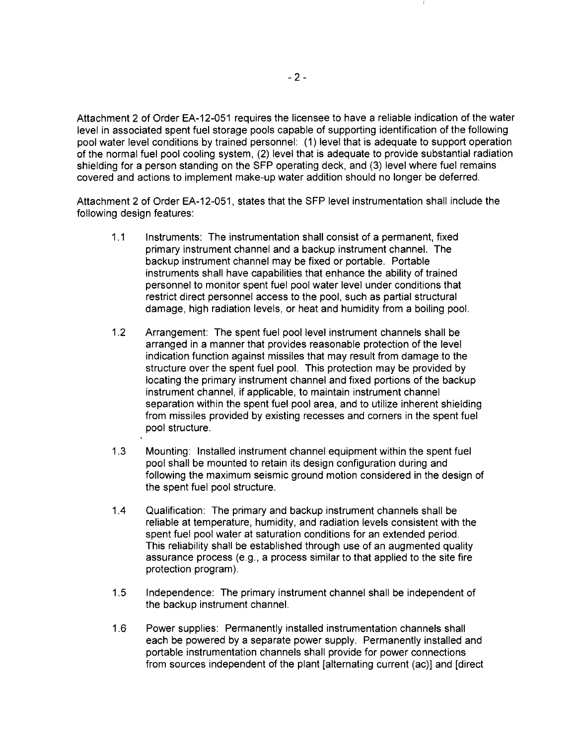Attachment 2 of Order EA-12-051 requires the licensee to have a reliable indication of the water level in associated spent fuel storage pools capable of supporting identification of the following pool water level conditions by trained personnel: (1) level that is adequate to support operation of the normal fuel pool cooling system, (2) level that is adequate to provide substantial radiation shielding for a person standing on the SFP operating deck, and (3) level where fuel remains covered and actions to implement make-up water addition should no longer be deferred.

Attachment 2 of Order EA-12-051, states that the SFP level instrumentation shall include the following design features:

1.1 Instruments: The instrumentation shall consist of a permanent, fixed primary instrument channel and a backup instrument channel. The backup instrument channel may be fixed or portable. Portable instruments shall have capabilities that enhance the ability of trained personnel to monitor spent fuel pool water level under conditions that restrict direct personnel access to the pool, such as partial structural damage, high radiation levels, or heat and humidity from a boiling pool.

1.2 Arrangement: The spent fuel pool level instrument channels shall be arranged in a manner that provides reasonable protection of the level indication function against missiles that may result from damage to the structure over the spent fuel pool. This protection may be provided by locating the primary instrument channel and fixed portions of the backup instrument channel, if applicable, to maintain instrument channel separation within the spent fuel pool area, and to utilize inherent shielding from missiles provided by existing recesses and corners in the spent fuel pool structure.

1.3 Mounting: Installed instrument channel equipment within the spent fuel pool shall be mounted to retain its design configuration during and following the maximum seismic ground motion considered in the design of the spent fuel pool structure.

1.4 Qualification: The primary and backup instrument channels shall be reliable at temperature, humidity, and radiation levels consistent with the spent fuel pool water at saturation conditions for an extended period. This reliability shall be established through use of an augmented quality assurance process (e.g., a process similar to that applied to the site fire protection program).

1.5 Independence: The primary instrument channel shall be independent of the backup instrument channel.

1.6 Power supplies: Permanently installed instrumentation channels shall each be powered by a separate power supply. Permanently installed and portable instrumentation channels shall provide for power connections from sources independent of the plant [alternating current (ac)] and [direct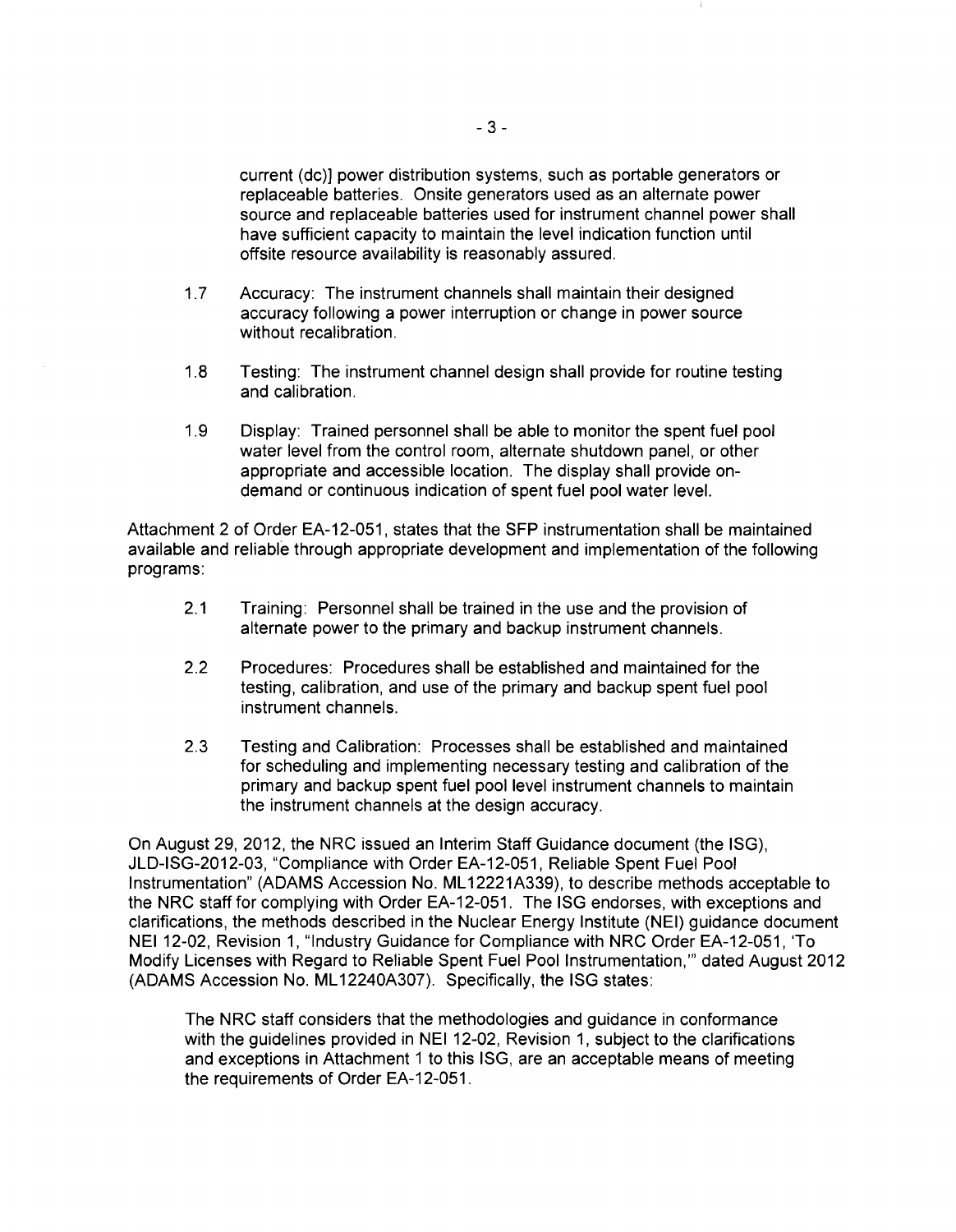current (dc)] power distribution systems, such as portable generators or replaceable batteries. Onsite generators used as an alternate power source and replaceable batteries used for instrument channel power shall have sufficient capacity to maintain the level indication function until offsite resource availability is reasonably assured.

1.7 Accuracy: The instrument channels shall maintain their designed accuracy following a power interruption or change in power source without recalibration.

1.8 Testing: The instrument channel design shall provide for routine testing and calibration.

1.9 Display: Trained personnel shall be able to monitor the spent fuel pool water level from the control room, alternate shutdown panel, or other appropriate and accessible location. The display shall provide on-demand or continuous indication of spent fuel pool water level.

Attachment 2 of Order EA-12-051, states that the SFP instrumentation shall be maintained available and reliable through appropriate development and implementation of the following programs:

2.1 Training: Personnel shall be trained in the use and the provision of alternate power to the primary and backup instrument channels.

2.2 Procedures: Procedures shall be established and maintained for the testing, calibration, and use of the primary and backup spent fuel pool instrument channels.

2.3 Testing and Calibration: Processes shall be established and maintained for scheduling and implementing necessary testing and calibration of the primary and backup spent fuel pool level instrument channels to maintain the instrument channels at the design accuracy.

On August 29, 2012, the NRC issued an Interim Staff Guidance document (the ISG), JLD-ISG-2012-03, "Compliance with Order EA-12-051, Reliable Spent Fuel Pool Instrumentation" (ADAMS Accession No. ML12221A339), to describe methods acceptable to the NRC staff for complying with Order EA-12-051. The ISG endorses, with exceptions and clarifications, the methods described in the Nuclear Energy Institute (NEI) guidance document NEI 12-02, Revision 1, "Industry Guidance for Compliance with NRC Order EA-12-051, 'To Modify Licenses with Regard to Reliable Spent Fuel Pool Instrumentation,'" dated August 2012 (ADAMS Accession No. ML12240A307). Specifically, the ISG states:

> The NRC staff considers that the methodologies and guidance in conformance with the guidelines provided in NEI 12-02, Revision 1, subject to the clarifications and exceptions in Attachment 1 to this ISG, are an acceptable means of meeting the requirements of Order EA-12-051.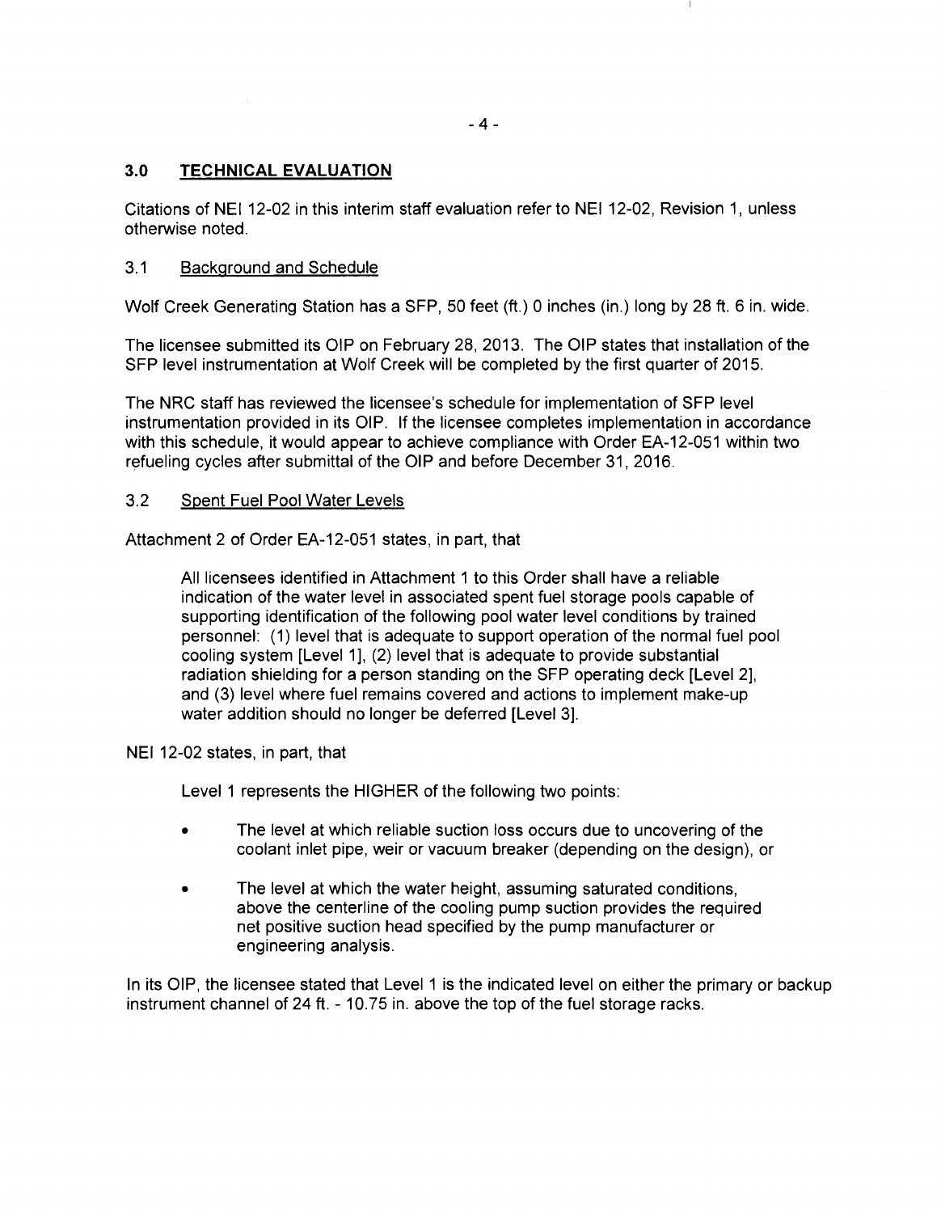## 3.0 TECHNICAL EVALUATION

Citations of NEI 12-02 in this interim staff evaluation refer to NEI 12-02, Revision 1, unless otherwise noted.

### 3.1 Background and Schedule

Wolf Creek Generating Station has a SFP, 50 feet (ft.) 0 inches (in.) long by 28 ft. 6 in. wide.

The licensee submitted its OIP on February 28, 2013. The OIP states that installation of the SFP level instrumentation at Wolf Creek will be completed by the first quarter of 2015.

The NRC staff has reviewed the licensee's schedule for implementation of SFP level instrumentation provided in its OIP. If the licensee completes implementation in accordance with this schedule, it would appear to achieve compliance with Order EA-12-051 within two refueling cycles after submittal of the OIP and before December 31, 2016.

### 3.2 Spent Fuel Pool Water Levels

Attachment 2 of Order EA-12-051 states, in part, that

> All licensees identified in Attachment 1 to this Order shall have a reliable indication of the water level in associated spent fuel storage pools capable of supporting identification of the following pool water level conditions by trained personnel: (1) level that is adequate to support operation of the normal fuel pool cooling system [Level 1], (2) level that is adequate to provide substantial radiation shielding for a person standing on the SFP operating deck [Level 2], and (3) level where fuel remains covered and actions to implement make-up water addition should no longer be deferred [Level 3].

NEI 12-02 states, in part, that

> Level 1 represents the HIGHER of the following two points:
>
> - The level at which reliable suction loss occurs due to uncovering of the coolant inlet pipe, weir or vacuum breaker (depending on the design), or
> - The level at which the water height, assuming saturated conditions, above the centerline of the cooling pump suction provides the required net positive suction head specified by the pump manufacturer or engineering analysis.

In its OIP, the licensee stated that Level 1 is the indicated level on either the primary or backup instrument channel of 24 ft. - 10.75 in. above the top of the fuel storage racks.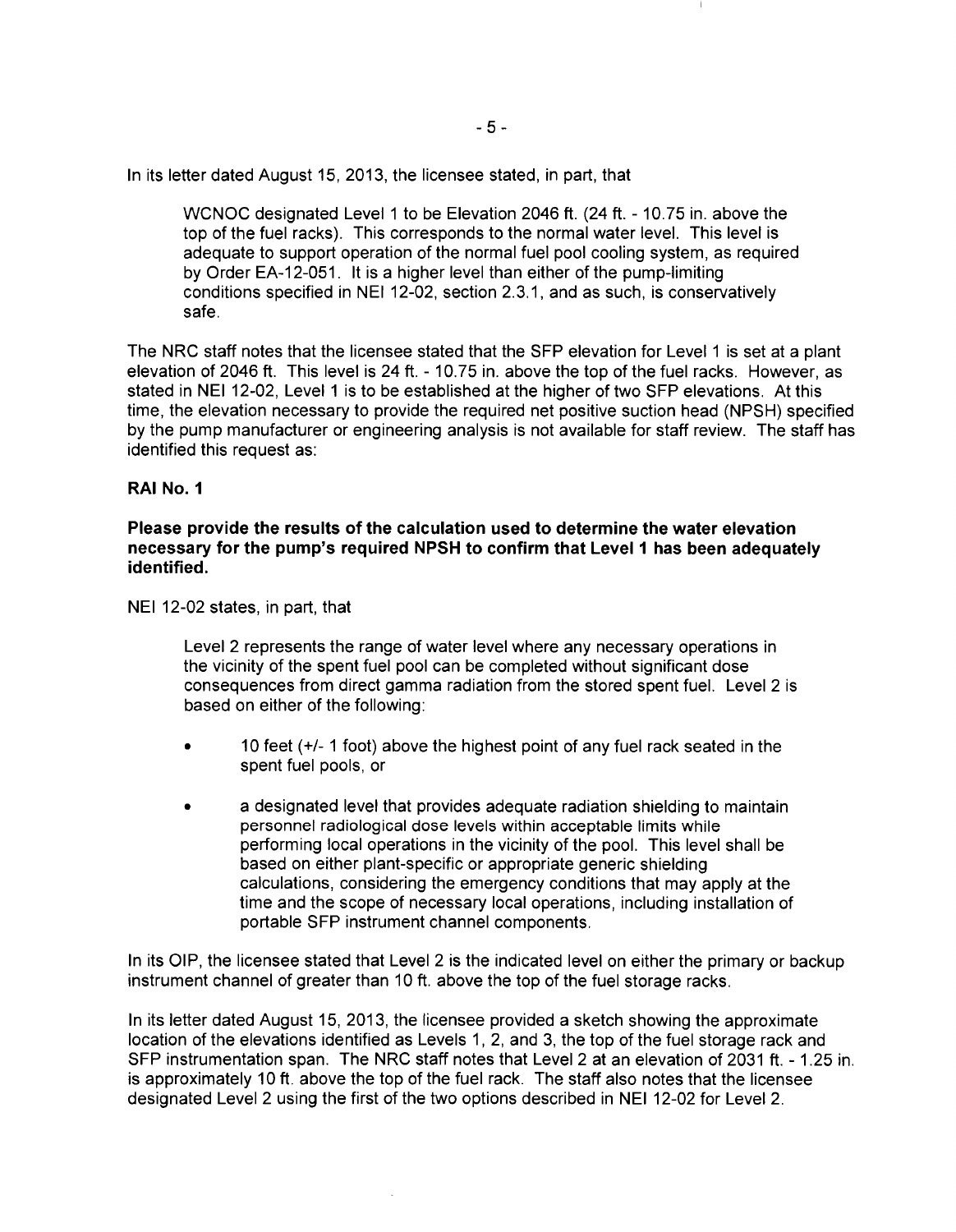In its letter dated August 15, 2013, the licensee stated, in part, that

> WCNOC designated Level 1 to be Elevation 2046 ft. (24 ft. - 10.75 in. above the top of the fuel racks). This corresponds to the normal water level. This level is adequate to support operation of the normal fuel pool cooling system, as required by Order EA-12-051. It is a higher level than either of the pump-limiting conditions specified in NEI 12-02, section 2.3.1, and as such, is conservatively safe.

The NRC staff notes that the licensee stated that the SFP elevation for Level 1 is set at a plant elevation of 2046 ft. This level is 24 ft. - 10.75 in. above the top of the fuel racks. However, as stated in NEI 12-02, Level 1 is to be established at the higher of two SFP elevations. At this time, the elevation necessary to provide the required net positive suction head (NPSH) specified by the pump manufacturer or engineering analysis is not available for staff review. The staff has identified this request as:

**RAI No. 1**

**Please provide the results of the calculation used to determine the water elevation necessary for the pump's required NPSH to confirm that Level 1 has been adequately identified.**

NEI 12-02 states, in part, that

> Level 2 represents the range of water level where any necessary operations in the vicinity of the spent fuel pool can be completed without significant dose consequences from direct gamma radiation from the stored spent fuel. Level 2 is based on either of the following:
>
> - 10 feet (+/- 1 foot) above the highest point of any fuel rack seated in the spent fuel pools, or
> - a designated level that provides adequate radiation shielding to maintain personnel radiological dose levels within acceptable limits while performing local operations in the vicinity of the pool. This level shall be based on either plant-specific or appropriate generic shielding calculations, considering the emergency conditions that may apply at the time and the scope of necessary local operations, including installation of portable SFP instrument channel components.

In its OIP, the licensee stated that Level 2 is the indicated level on either the primary or backup instrument channel of greater than 10 ft. above the top of the fuel storage racks.

In its letter dated August 15, 2013, the licensee provided a sketch showing the approximate location of the elevations identified as Levels 1, 2, and 3, the top of the fuel storage rack and SFP instrumentation span. The NRC staff notes that Level 2 at an elevation of 2031 ft. - 1.25 in. is approximately 10 ft. above the top of the fuel rack. The staff also notes that the licensee designated Level 2 using the first of the two options described in NEI 12-02 for Level 2.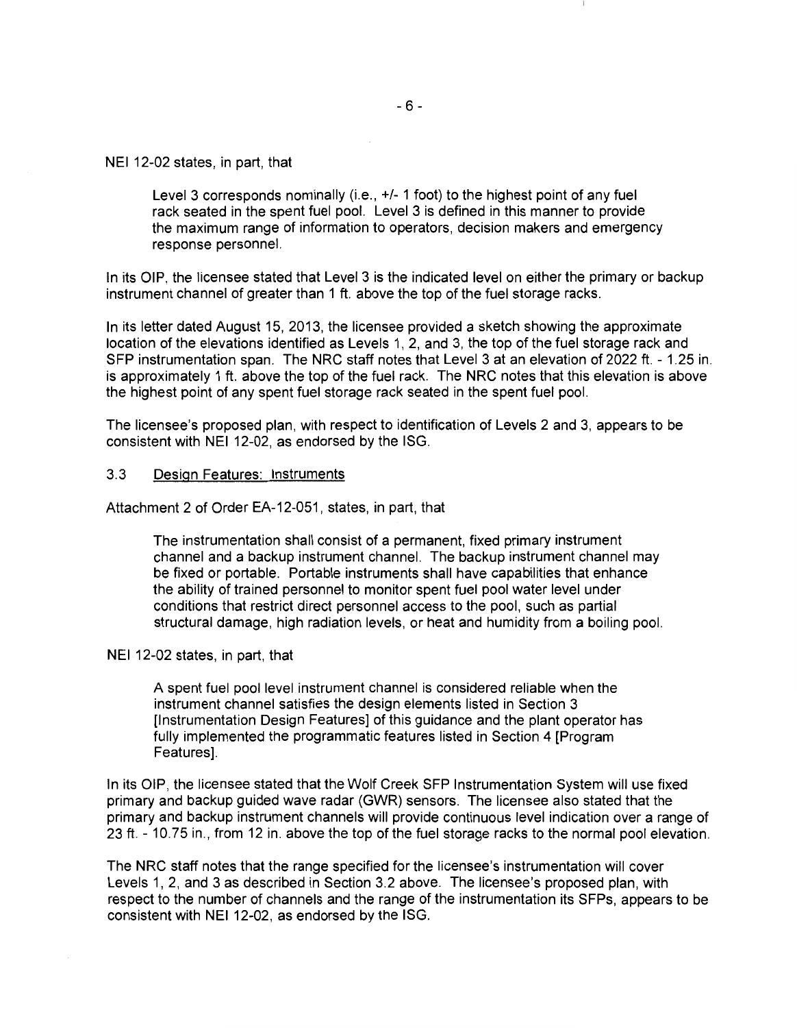NEI 12-02 states, in part, that

> Level 3 corresponds nominally (i.e., +/- 1 foot) to the highest point of any fuel rack seated in the spent fuel pool. Level 3 is defined in this manner to provide the maximum range of information to operators, decision makers and emergency response personnel.

In its OIP, the licensee stated that Level 3 is the indicated level on either the primary or backup instrument channel of greater than 1 ft. above the top of the fuel storage racks.

In its letter dated August 15, 2013, the licensee provided a sketch showing the approximate location of the elevations identified as Levels 1, 2, and 3, the top of the fuel storage rack and SFP instrumentation span. The NRC staff notes that Level 3 at an elevation of 2022 ft. - 1.25 in. is approximately 1 ft. above the top of the fuel rack. The NRC notes that this elevation is above the highest point of any spent fuel storage rack seated in the spent fuel pool.

The licensee's proposed plan, with respect to identification of Levels 2 and 3, appears to be consistent with NEI 12-02, as endorsed by the ISG.

### 3.3 Design Features: Instruments

Attachment 2 of Order EA-12-051, states, in part, that

> The instrumentation shall consist of a permanent, fixed primary instrument channel and a backup instrument channel. The backup instrument channel may be fixed or portable. Portable instruments shall have capabilities that enhance the ability of trained personnel to monitor spent fuel pool water level under conditions that restrict direct personnel access to the pool, such as partial structural damage, high radiation levels, or heat and humidity from a boiling pool.

NEI 12-02 states, in part, that

> A spent fuel pool level instrument channel is considered reliable when the instrument channel satisfies the design elements listed in Section 3 [Instrumentation Design Features] of this guidance and the plant operator has fully implemented the programmatic features listed in Section 4 [Program Features].

In its OIP, the licensee stated that the Wolf Creek SFP Instrumentation System will use fixed primary and backup guided wave radar (GWR) sensors. The licensee also stated that the primary and backup instrument channels will provide continuous level indication over a range of 23 ft. - 10.75 in., from 12 in. above the top of the fuel storage racks to the normal pool elevation.

The NRC staff notes that the range specified for the licensee's instrumentation will cover Levels 1, 2, and 3 as described in Section 3.2 above. The licensee's proposed plan, with respect to the number of channels and the range of the instrumentation its SFPs, appears to be consistent with NEI 12-02, as endorsed by the ISG.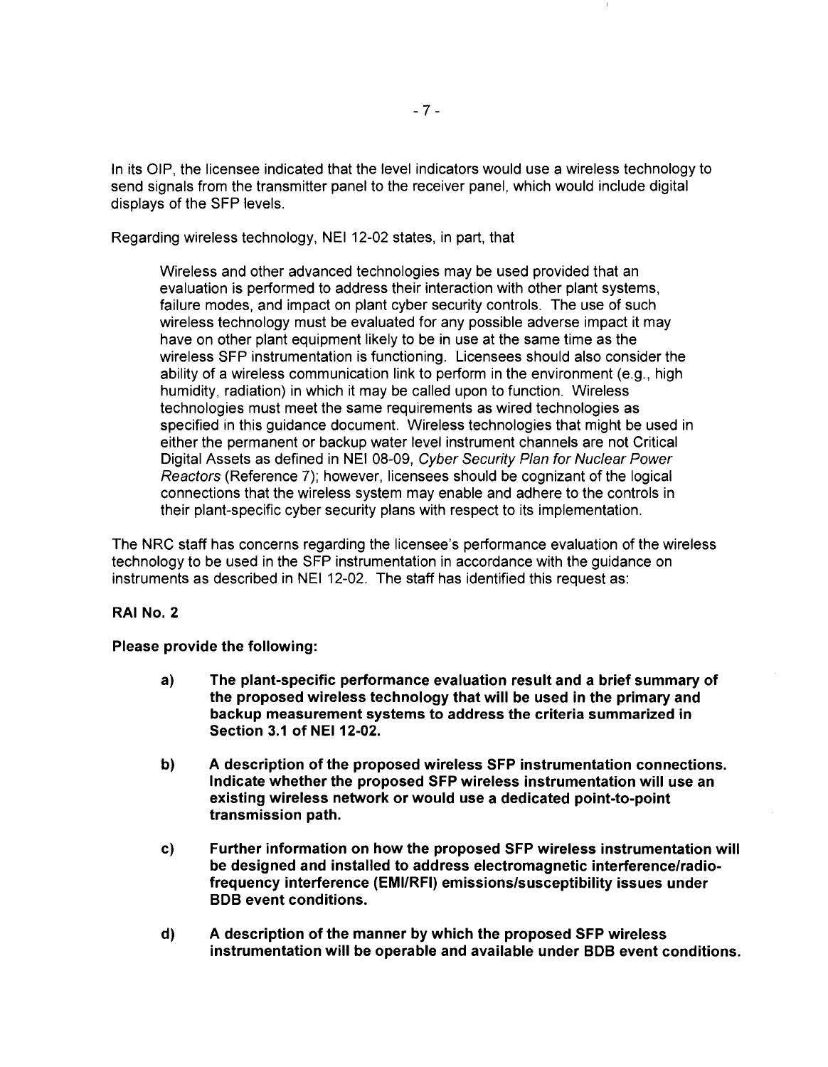In its OIP, the licensee indicated that the level indicators would use a wireless technology to send signals from the transmitter panel to the receiver panel, which would include digital displays of the SFP levels.

Regarding wireless technology, NEI 12-02 states, in part, that

> Wireless and other advanced technologies may be used provided that an evaluation is performed to address their interaction with other plant systems, failure modes, and impact on plant cyber security controls. The use of such wireless technology must be evaluated for any possible adverse impact it may have on other plant equipment likely to be in use at the same time as the wireless SFP instrumentation is functioning. Licensees should also consider the ability of a wireless communication link to perform in the environment (e.g., high humidity, radiation) in which it may be called upon to function. Wireless technologies must meet the same requirements as wired technologies as specified in this guidance document. Wireless technologies that might be used in either the permanent or backup water level instrument channels are not Critical Digital Assets as defined in NEI 08-09, *Cyber Security Plan for Nuclear Power Reactors* (Reference 7); however, licensees should be cognizant of the logical connections that the wireless system may enable and adhere to the controls in their plant-specific cyber security plans with respect to its implementation.

The NRC staff has concerns regarding the licensee's performance evaluation of the wireless technology to be used in the SFP instrumentation in accordance with the guidance on instruments as described in NEI 12-02. The staff has identified this request as:

**RAI No. 2**

**Please provide the following:**

**a) The plant-specific performance evaluation result and a brief summary of the proposed wireless technology that will be used in the primary and backup measurement systems to address the criteria summarized in Section 3.1 of NEI 12-02.**

**b) A description of the proposed wireless SFP instrumentation connections. Indicate whether the proposed SFP wireless instrumentation will use an existing wireless network or would use a dedicated point-to-point transmission path.**

**c) Further information on how the proposed SFP wireless instrumentation will be designed and installed to address electromagnetic interference/radio-frequency interference (EMI/RFI) emissions/susceptibility issues under BDB event conditions.**

**d) A description of the manner by which the proposed SFP wireless instrumentation will be operable and available under BDB event conditions.**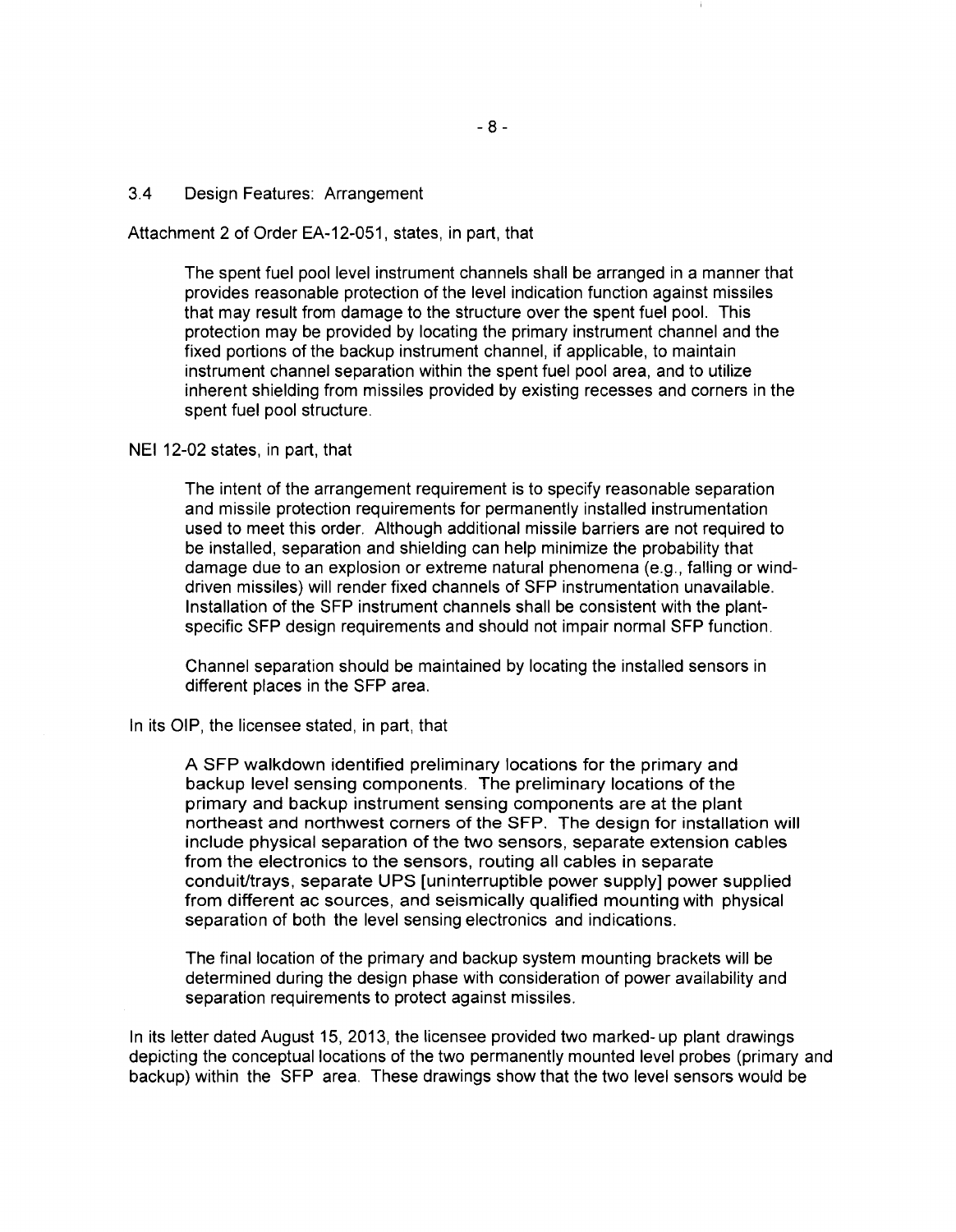### 3.4 Design Features: Arrangement

Attachment 2 of Order EA-12-051, states, in part, that

> The spent fuel pool level instrument channels shall be arranged in a manner that provides reasonable protection of the level indication function against missiles that may result from damage to the structure over the spent fuel pool. This protection may be provided by locating the primary instrument channel and the fixed portions of the backup instrument channel, if applicable, to maintain instrument channel separation within the spent fuel pool area, and to utilize inherent shielding from missiles provided by existing recesses and corners in the spent fuel pool structure.

NEI 12-02 states, in part, that

> The intent of the arrangement requirement is to specify reasonable separation and missile protection requirements for permanently installed instrumentation used to meet this order. Although additional missile barriers are not required to be installed, separation and shielding can help minimize the probability that damage due to an explosion or extreme natural phenomena (e.g., falling or wind-driven missiles) will render fixed channels of SFP instrumentation unavailable. Installation of the SFP instrument channels shall be consistent with the plant-specific SFP design requirements and should not impair normal SFP function.
>
> Channel separation should be maintained by locating the installed sensors in different places in the SFP area.

In its OIP, the licensee stated, in part, that

> A SFP walkdown identified preliminary locations for the primary and backup level sensing components. The preliminary locations of the primary and backup instrument sensing components are at the plant northeast and northwest corners of the SFP. The design for installation will include physical separation of the two sensors, separate extension cables from the electronics to the sensors, routing all cables in separate conduit/trays, separate UPS [uninterruptible power supply] power supplied from different ac sources, and seismically qualified mounting with physical separation of both the level sensing electronics and indications.
>
> The final location of the primary and backup system mounting brackets will be determined during the design phase with consideration of power availability and separation requirements to protect against missiles.

In its letter dated August 15, 2013, the licensee provided two marked-up plant drawings depicting the conceptual locations of the two permanently mounted level probes (primary and backup) within the SFP area. These drawings show that the two level sensors would be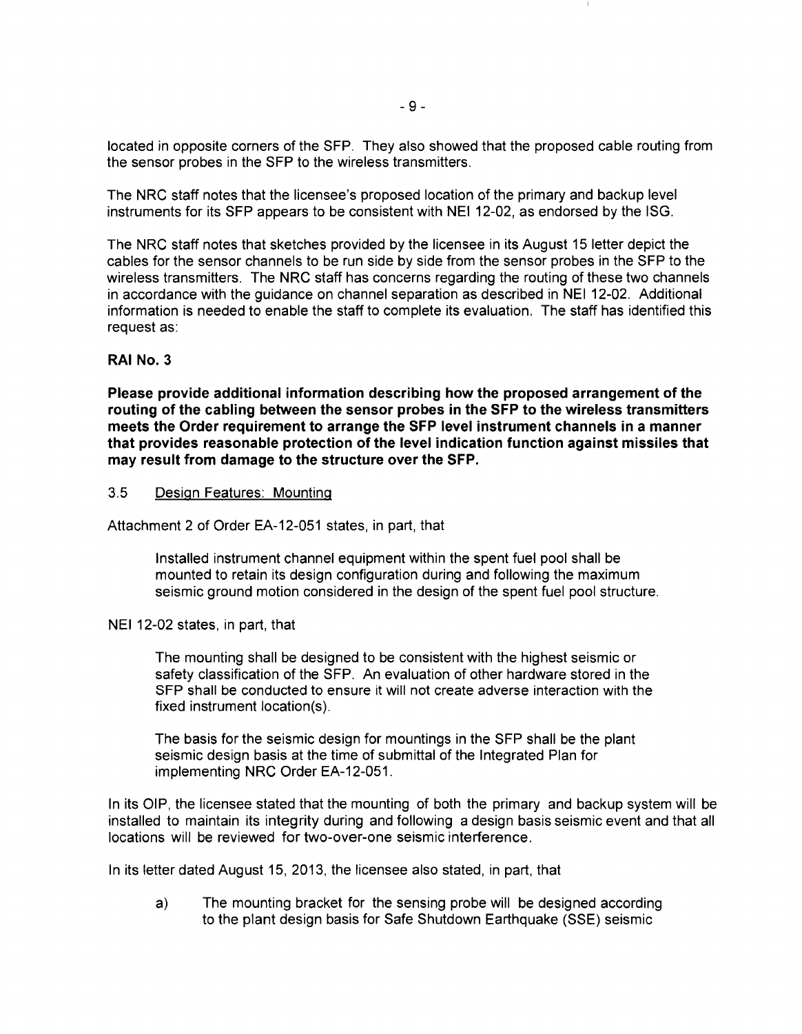located in opposite corners of the SFP. They also showed that the proposed cable routing from the sensor probes in the SFP to the wireless transmitters.

The NRC staff notes that the licensee's proposed location of the primary and backup level instruments for its SFP appears to be consistent with NEI 12-02, as endorsed by the ISG.

The NRC staff notes that sketches provided by the licensee in its August 15 letter depict the cables for the sensor channels to be run side by side from the sensor probes in the SFP to the wireless transmitters. The NRC staff has concerns regarding the routing of these two channels in accordance with the guidance on channel separation as described in NEI 12-02. Additional information is needed to enable the staff to complete its evaluation. The staff has identified this request as:

**RAI No. 3**

**Please provide additional information describing how the proposed arrangement of the routing of the cabling between the sensor probes in the SFP to the wireless transmitters meets the Order requirement to arrange the SFP level instrument channels in a manner that provides reasonable protection of the level indication function against missiles that may result from damage to the structure over the SFP.**

3.5 Design Features: Mounting

Attachment 2 of Order EA-12-051 states, in part, that

> Installed instrument channel equipment within the spent fuel pool shall be mounted to retain its design configuration during and following the maximum seismic ground motion considered in the design of the spent fuel pool structure.

NEI 12-02 states, in part, that

> The mounting shall be designed to be consistent with the highest seismic or safety classification of the SFP. An evaluation of other hardware stored in the SFP shall be conducted to ensure it will not create adverse interaction with the fixed instrument location(s).
>
> The basis for the seismic design for mountings in the SFP shall be the plant seismic design basis at the time of submittal of the Integrated Plan for implementing NRC Order EA-12-051.

In its OIP, the licensee stated that the mounting of both the primary and backup system will be installed to maintain its integrity during and following a design basis seismic event and that all locations will be reviewed for two-over-one seismic interference.

In its letter dated August 15, 2013, the licensee also stated, in part, that

> a) The mounting bracket for the sensing probe will be designed according to the plant design basis for Safe Shutdown Earthquake (SSE) seismic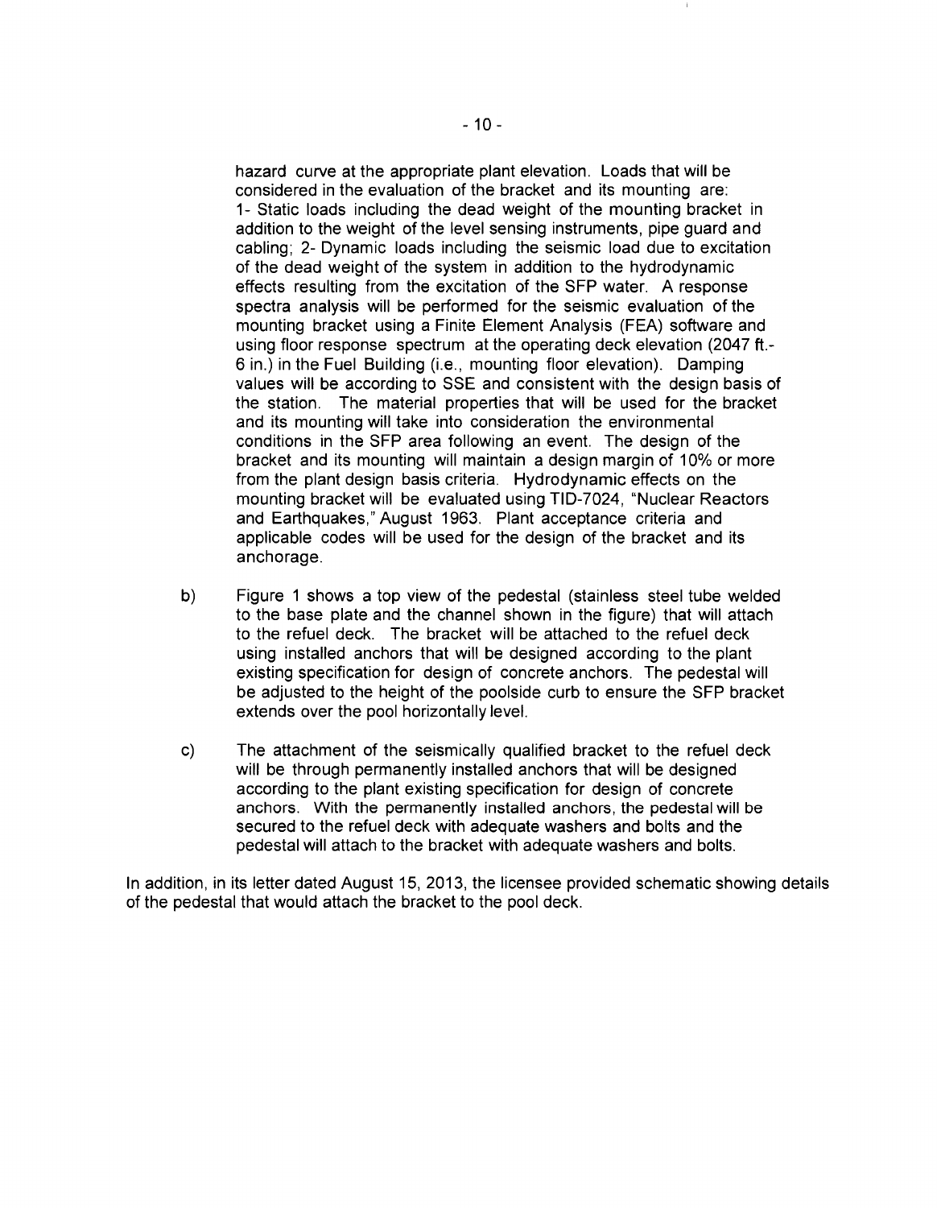hazard curve at the appropriate plant elevation. Loads that will be considered in the evaluation of the bracket and its mounting are: 1- Static loads including the dead weight of the mounting bracket in addition to the weight of the level sensing instruments, pipe guard and cabling; 2- Dynamic loads including the seismic load due to excitation of the dead weight of the system in addition to the hydrodynamic effects resulting from the excitation of the SFP water. A response spectra analysis will be performed for the seismic evaluation of the mounting bracket using a Finite Element Analysis (FEA) software and using floor response spectrum at the operating deck elevation (2047 ft.-6 in.) in the Fuel Building (i.e., mounting floor elevation). Damping values will be according to SSE and consistent with the design basis of the station. The material properties that will be used for the bracket and its mounting will take into consideration the environmental conditions in the SFP area following an event. The design of the bracket and its mounting will maintain a design margin of 10% or more from the plant design basis criteria. Hydrodynamic effects on the mounting bracket will be evaluated using TID-7024, "Nuclear Reactors and Earthquakes," August 1963. Plant acceptance criteria and applicable codes will be used for the design of the bracket and its anchorage.

b) Figure 1 shows a top view of the pedestal (stainless steel tube welded to the base plate and the channel shown in the figure) that will attach to the refuel deck. The bracket will be attached to the refuel deck using installed anchors that will be designed according to the plant existing specification for design of concrete anchors. The pedestal will be adjusted to the height of the poolside curb to ensure the SFP bracket extends over the pool horizontally level.

c) The attachment of the seismically qualified bracket to the refuel deck will be through permanently installed anchors that will be designed according to the plant existing specification for design of concrete anchors. With the permanently installed anchors, the pedestal will be secured to the refuel deck with adequate washers and bolts and the pedestal will attach to the bracket with adequate washers and bolts.

In addition, in its letter dated August 15, 2013, the licensee provided schematic showing details of the pedestal that would attach the bracket to the pool deck.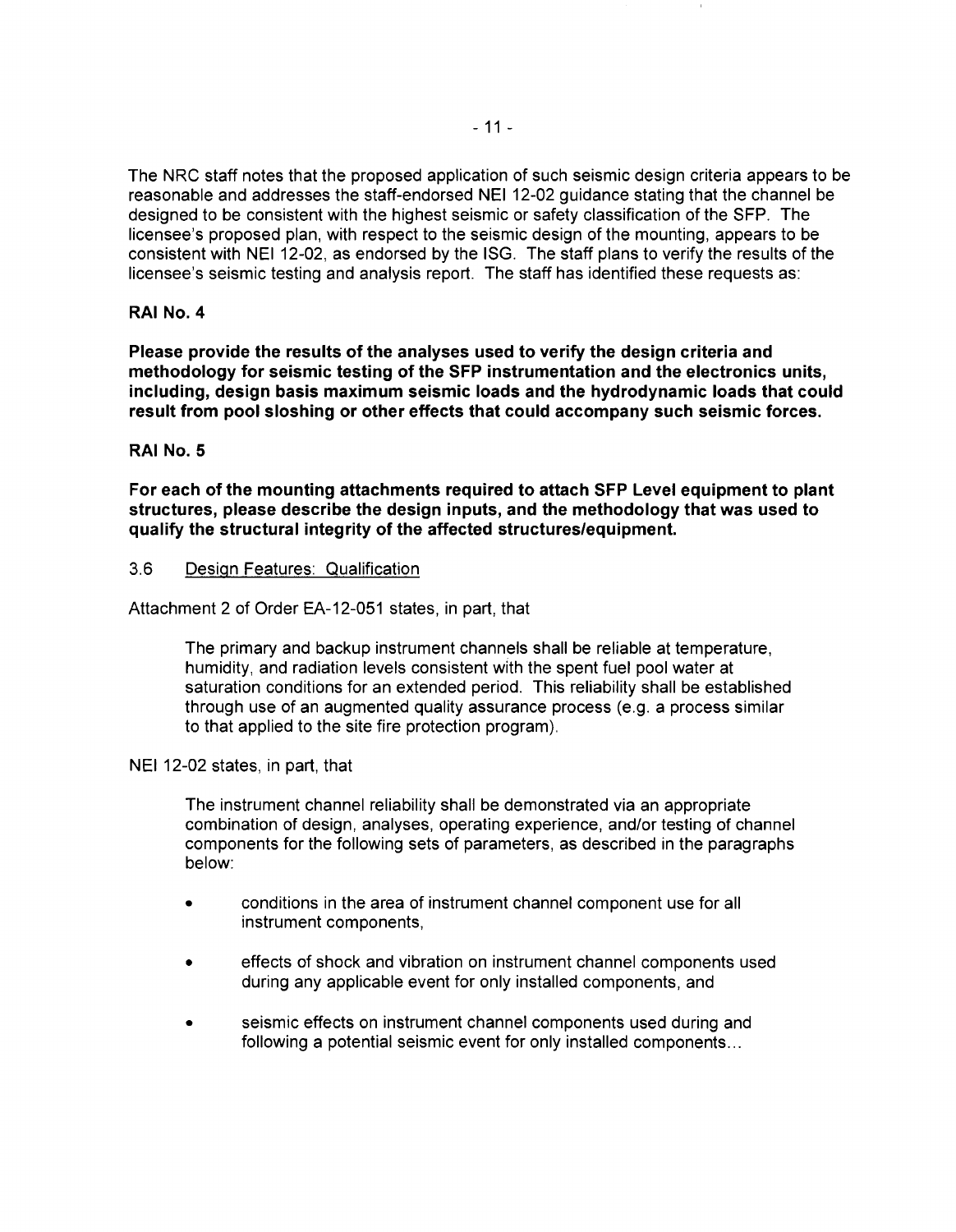The NRC staff notes that the proposed application of such seismic design criteria appears to be reasonable and addresses the staff-endorsed NEI 12-02 guidance stating that the channel be designed to be consistent with the highest seismic or safety classification of the SFP. The licensee's proposed plan, with respect to the seismic design of the mounting, appears to be consistent with NEI 12-02, as endorsed by the ISG. The staff plans to verify the results of the licensee's seismic testing and analysis report. The staff has identified these requests as:

**RAI No. 4**

**Please provide the results of the analyses used to verify the design criteria and methodology for seismic testing of the SFP instrumentation and the electronics units, including, design basis maximum seismic loads and the hydrodynamic loads that could result from pool sloshing or other effects that could accompany such seismic forces.**

**RAI No. 5**

**For each of the mounting attachments required to attach SFP Level equipment to plant structures, please describe the design inputs, and the methodology that was used to qualify the structural integrity of the affected structures/equipment.**

3.6 Design Features: Qualification

Attachment 2 of Order EA-12-051 states, in part, that

> The primary and backup instrument channels shall be reliable at temperature, humidity, and radiation levels consistent with the spent fuel pool water at saturation conditions for an extended period. This reliability shall be established through use of an augmented quality assurance process (e.g. a process similar to that applied to the site fire protection program).

NEI 12-02 states, in part, that

> The instrument channel reliability shall be demonstrated via an appropriate combination of design, analyses, operating experience, and/or testing of channel components for the following sets of parameters, as described in the paragraphs below:
>
> - conditions in the area of instrument channel component use for all instrument components,
> - effects of shock and vibration on instrument channel components used during any applicable event for only installed components, and
> - seismic effects on instrument channel components used during and following a potential seismic event for only installed components...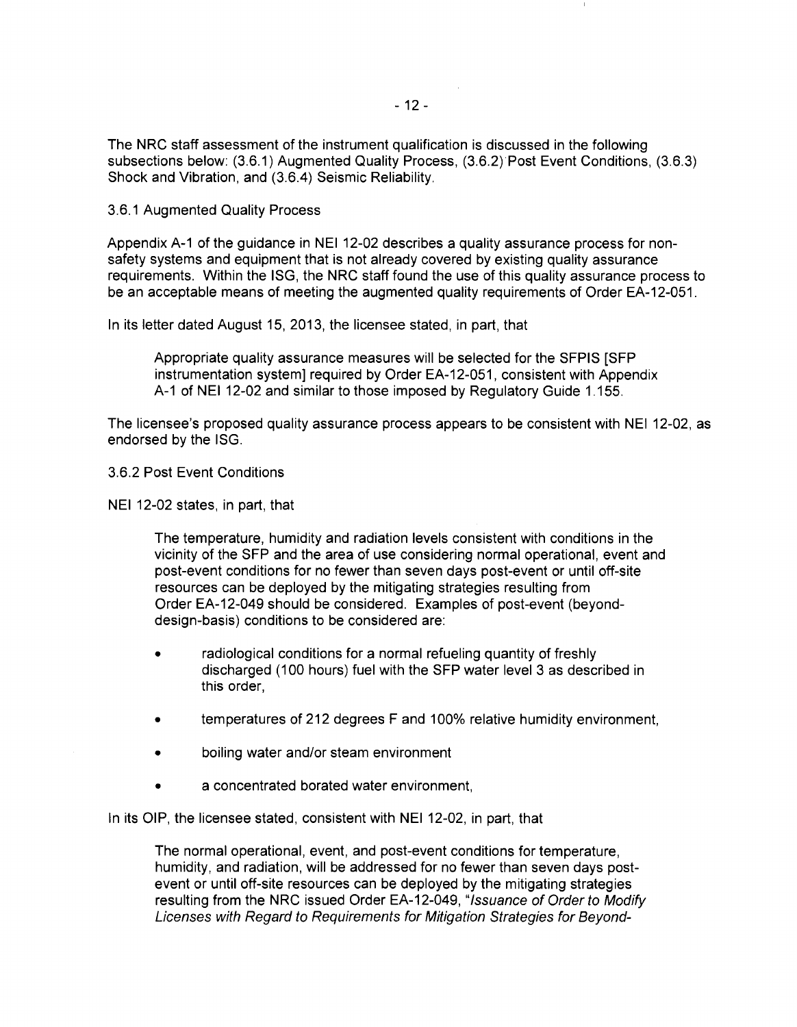The NRC staff assessment of the instrument qualification is discussed in the following subsections below: (3.6.1) Augmented Quality Process, (3.6.2) Post Event Conditions, (3.6.3) Shock and Vibration, and (3.6.4) Seismic Reliability.

### 3.6.1 Augmented Quality Process

Appendix A-1 of the guidance in NEI 12-02 describes a quality assurance process for non-safety systems and equipment that is not already covered by existing quality assurance requirements. Within the ISG, the NRC staff found the use of this quality assurance process to be an acceptable means of meeting the augmented quality requirements of Order EA-12-051.

In its letter dated August 15, 2013, the licensee stated, in part, that

> Appropriate quality assurance measures will be selected for the SFPIS [SFP instrumentation system] required by Order EA-12-051, consistent with Appendix A-1 of NEI 12-02 and similar to those imposed by Regulatory Guide 1.155.

The licensee's proposed quality assurance process appears to be consistent with NEI 12-02, as endorsed by the ISG.

### 3.6.2 Post Event Conditions

NEI 12-02 states, in part, that

> The temperature, humidity and radiation levels consistent with conditions in the vicinity of the SFP and the area of use considering normal operational, event and post-event conditions for no fewer than seven days post-event or until off-site resources can be deployed by the mitigating strategies resulting from Order EA-12-049 should be considered. Examples of post-event (beyond-design-basis) conditions to be considered are:
>
> - radiological conditions for a normal refueling quantity of freshly discharged (100 hours) fuel with the SFP water level 3 as described in this order,
> - temperatures of 212 degrees F and 100% relative humidity environment,
> - boiling water and/or steam environment
> - a concentrated borated water environment,

In its OIP, the licensee stated, consistent with NEI 12-02, in part, that

> The normal operational, event, and post-event conditions for temperature, humidity, and radiation, will be addressed for no fewer than seven days post-event or until off-site resources can be deployed by the mitigating strategies resulting from the NRC issued Order EA-12-049, "*Issuance of Order to Modify Licenses with Regard to Requirements for Mitigation Strategies for Beyond-*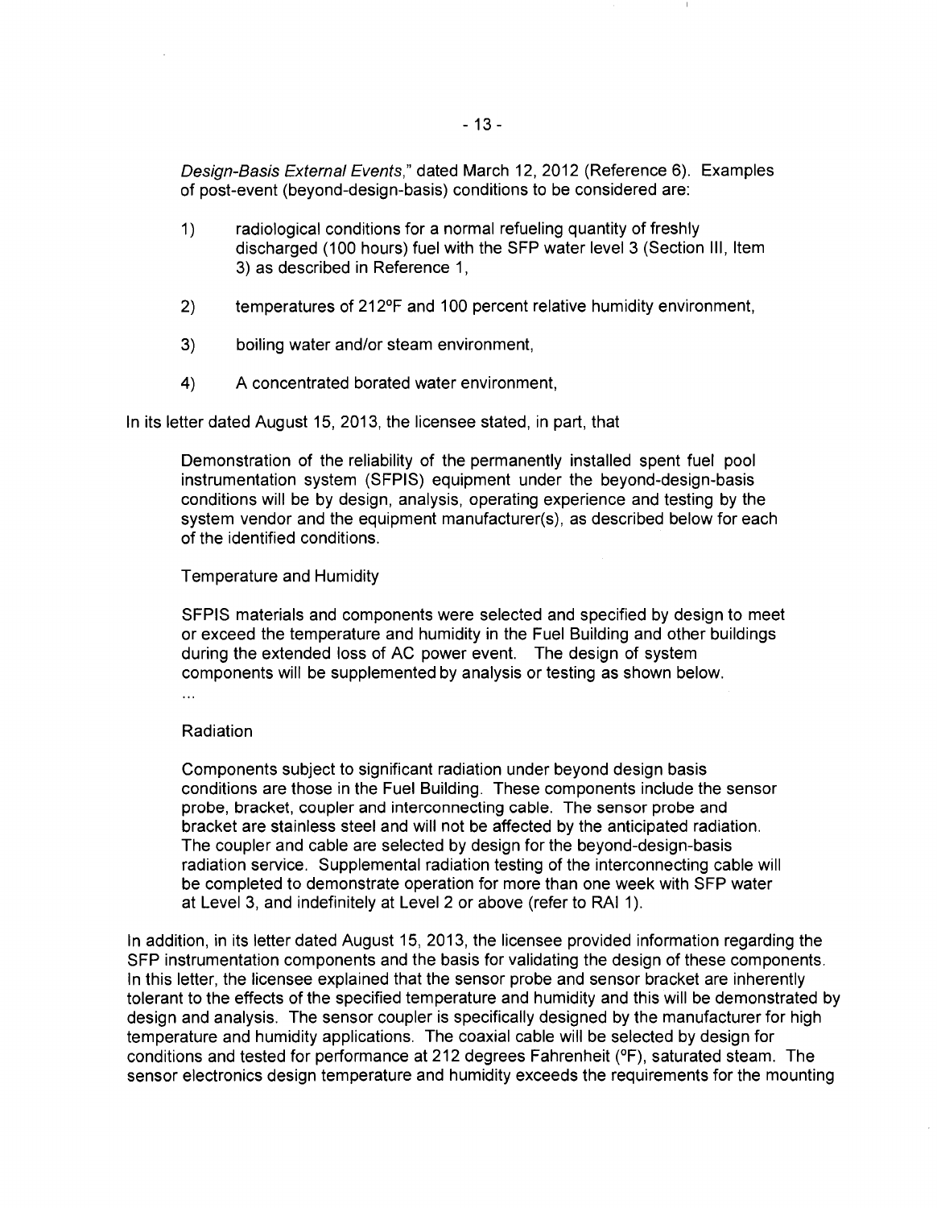*Design-Basis External Events*," dated March 12, 2012 (Reference 6). Examples of post-event (beyond-design-basis) conditions to be considered are:

1) radiological conditions for a normal refueling quantity of freshly discharged (100 hours) fuel with the SFP water level 3 (Section III, Item 3) as described in Reference 1,

2) temperatures of 212°F and 100 percent relative humidity environment,

3) boiling water and/or steam environment,

4) A concentrated borated water environment,

In its letter dated August 15, 2013, the licensee stated, in part, that

> Demonstration of the reliability of the permanently installed spent fuel pool instrumentation system (SFPIS) equipment under the beyond-design-basis conditions will be by design, analysis, operating experience and testing by the system vendor and the equipment manufacturer(s), as described below for each of the identified conditions.
>
> Temperature and Humidity
>
> SFPIS materials and components were selected and specified by design to meet or exceed the temperature and humidity in the Fuel Building and other buildings during the extended loss of AC power event. The design of system components will be supplemented by analysis or testing as shown below.
>
> ...
>
> Radiation
>
> Components subject to significant radiation under beyond design basis conditions are those in the Fuel Building. These components include the sensor probe, bracket, coupler and interconnecting cable. The sensor probe and bracket are stainless steel and will not be affected by the anticipated radiation. The coupler and cable are selected by design for the beyond-design-basis radiation service. Supplemental radiation testing of the interconnecting cable will be completed to demonstrate operation for more than one week with SFP water at Level 3, and indefinitely at Level 2 or above (refer to RAI 1).

In addition, in its letter dated August 15, 2013, the licensee provided information regarding the SFP instrumentation components and the basis for validating the design of these components. In this letter, the licensee explained that the sensor probe and sensor bracket are inherently tolerant to the effects of the specified temperature and humidity and this will be demonstrated by design and analysis. The sensor coupler is specifically designed by the manufacturer for high temperature and humidity applications. The coaxial cable will be selected by design for conditions and tested for performance at 212 degrees Fahrenheit (°F), saturated steam. The sensor electronics design temperature and humidity exceeds the requirements for the mounting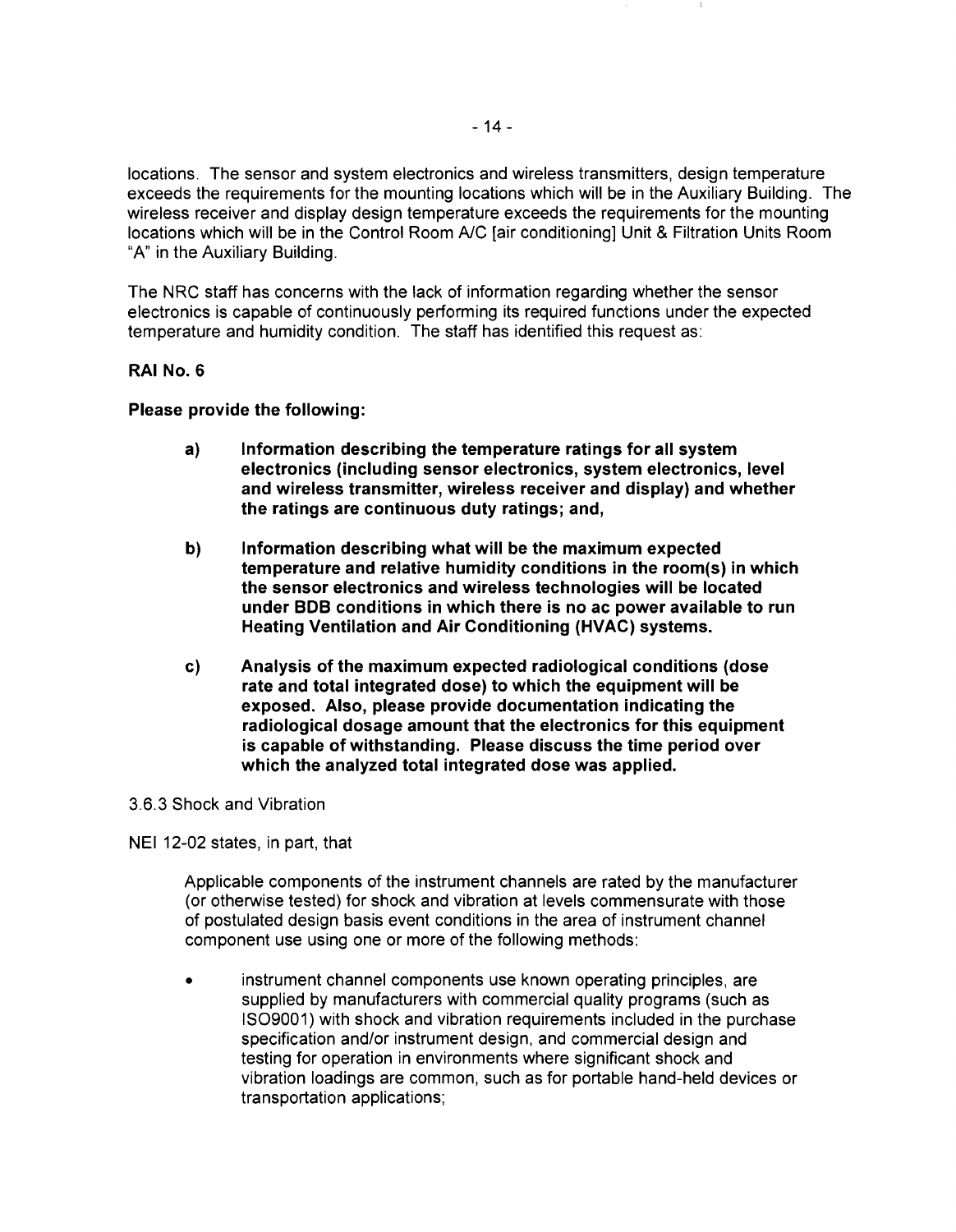locations. The sensor and system electronics and wireless transmitters, design temperature exceeds the requirements for the mounting locations which will be in the Auxiliary Building. The wireless receiver and display design temperature exceeds the requirements for the mounting locations which will be in the Control Room A/C [air conditioning] Unit & Filtration Units Room "A" in the Auxiliary Building.

The NRC staff has concerns with the lack of information regarding whether the sensor electronics is capable of continuously performing its required functions under the expected temperature and humidity condition. The staff has identified this request as:

**RAI No. 6**

**Please provide the following:**

> **a) Information describing the temperature ratings for all system electronics (including sensor electronics, system electronics, level and wireless transmitter, wireless receiver and display) and whether the ratings are continuous duty ratings; and,**
>
> **b) Information describing what will be the maximum expected temperature and relative humidity conditions in the room(s) in which the sensor electronics and wireless technologies will be located under BDB conditions in which there is no ac power available to run Heating Ventilation and Air Conditioning (HVAC) systems.**
>
> **c) Analysis of the maximum expected radiological conditions (dose rate and total integrated dose) to which the equipment will be exposed. Also, please provide documentation indicating the radiological dosage amount that the electronics for this equipment is capable of withstanding. Please discuss the time period over which the analyzed total integrated dose was applied.**

3.6.3 Shock and Vibration

NEI 12-02 states, in part, that

> Applicable components of the instrument channels are rated by the manufacturer (or otherwise tested) for shock and vibration at levels commensurate with those of postulated design basis event conditions in the area of instrument channel component use using one or more of the following methods:
>
> - instrument channel components use known operating principles, are supplied by manufacturers with commercial quality programs (such as ISO9001) with shock and vibration requirements included in the purchase specification and/or instrument design, and commercial design and testing for operation in environments where significant shock and vibration loadings are common, such as for portable hand-held devices or transportation applications;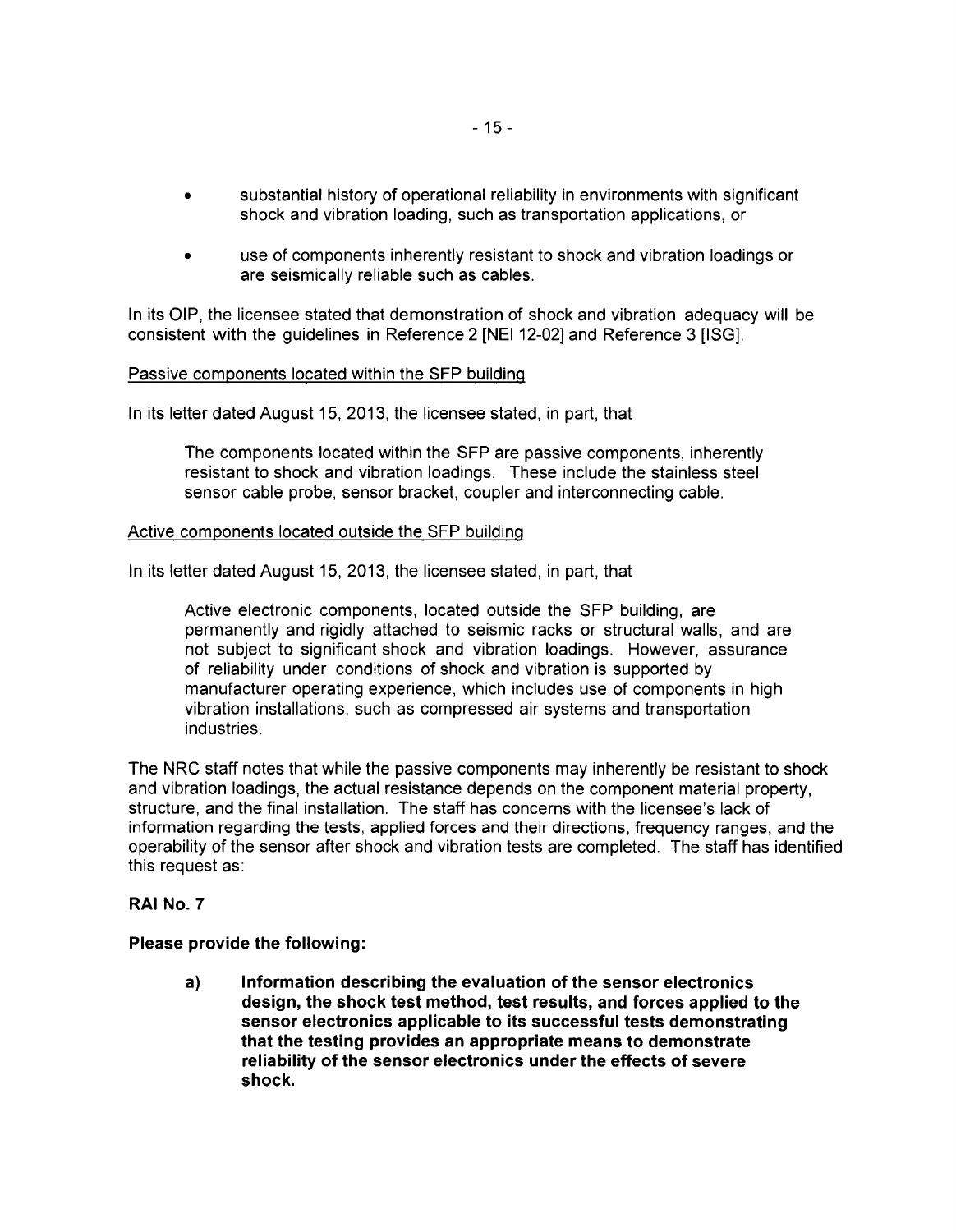- substantial history of operational reliability in environments with significant shock and vibration loading, such as transportation applications, or
- use of components inherently resistant to shock and vibration loadings or are seismically reliable such as cables.

In its OIP, the licensee stated that demonstration of shock and vibration adequacy will be consistent with the guidelines in Reference 2 [NEI 12-02] and Reference 3 [ISG].

Passive components located within the SFP building

In its letter dated August 15, 2013, the licensee stated, in part, that

> The components located within the SFP are passive components, inherently resistant to shock and vibration loadings. These include the stainless steel sensor cable probe, sensor bracket, coupler and interconnecting cable.

Active components located outside the SFP building

In its letter dated August 15, 2013, the licensee stated, in part, that

> Active electronic components, located outside the SFP building, are permanently and rigidly attached to seismic racks or structural walls, and are not subject to significant shock and vibration loadings. However, assurance of reliability under conditions of shock and vibration is supported by manufacturer operating experience, which includes use of components in high vibration installations, such as compressed air systems and transportation industries.

The NRC staff notes that while the passive components may inherently be resistant to shock and vibration loadings, the actual resistance depends on the component material property, structure, and the final installation. The staff has concerns with the licensee's lack of information regarding the tests, applied forces and their directions, frequency ranges, and the operability of the sensor after shock and vibration tests are completed. The staff has identified this request as:

**RAI No. 7**

**Please provide the following:**

**a) Information describing the evaluation of the sensor electronics design, the shock test method, test results, and forces applied to the sensor electronics applicable to its successful tests demonstrating that the testing provides an appropriate means to demonstrate reliability of the sensor electronics under the effects of severe shock.**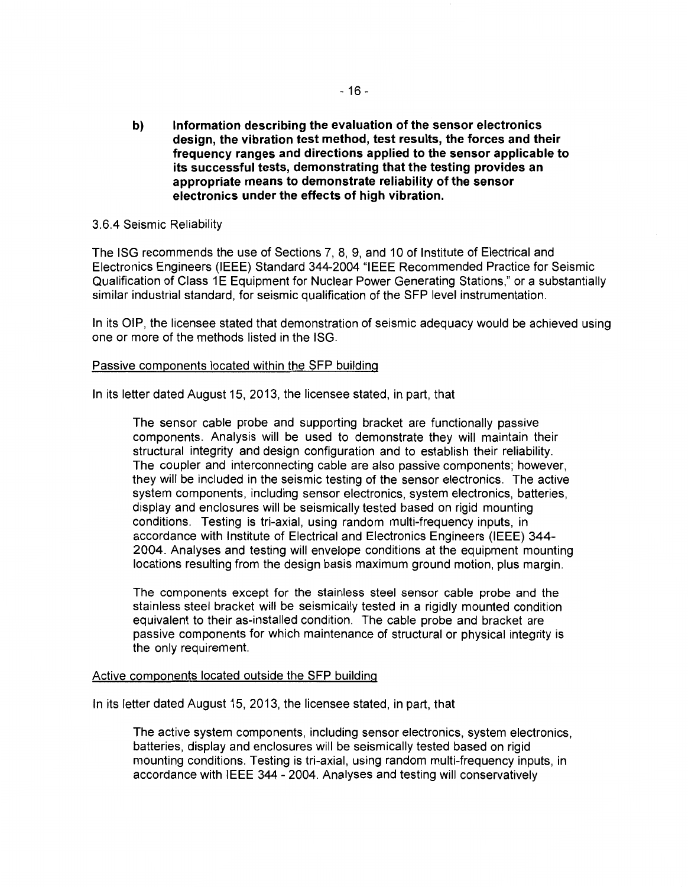b) **Information describing the evaluation of the sensor electronics design, the vibration test method, test results, the forces and their frequency ranges and directions applied to the sensor applicable to its successful tests, demonstrating that the testing provides an appropriate means to demonstrate reliability of the sensor electronics under the effects of high vibration.**

3.6.4 Seismic Reliability

The ISG recommends the use of Sections 7, 8, 9, and 10 of Institute of Electrical and Electronics Engineers (IEEE) Standard 344-2004 "IEEE Recommended Practice for Seismic Qualification of Class 1E Equipment for Nuclear Power Generating Stations," or a substantially similar industrial standard, for seismic qualification of the SFP level instrumentation.

In its OIP, the licensee stated that demonstration of seismic adequacy would be achieved using one or more of the methods listed in the ISG.

Passive components located within the SFP building

In its letter dated August 15, 2013, the licensee stated, in part, that

> The sensor cable probe and supporting bracket are functionally passive components. Analysis will be used to demonstrate they will maintain their structural integrity and design configuration and to establish their reliability. The coupler and interconnecting cable are also passive components; however, they will be included in the seismic testing of the sensor electronics. The active system components, including sensor electronics, system electronics, batteries, display and enclosures will be seismically tested based on rigid mounting conditions. Testing is tri-axial, using random multi-frequency inputs, in accordance with Institute of Electrical and Electronics Engineers (IEEE) 344-2004. Analyses and testing will envelope conditions at the equipment mounting locations resulting from the design basis maximum ground motion, plus margin.
>
> The components except for the stainless steel sensor cable probe and the stainless steel bracket will be seismically tested in a rigidly mounted condition equivalent to their as-installed condition. The cable probe and bracket are passive components for which maintenance of structural or physical integrity is the only requirement.

Active components located outside the SFP building

In its letter dated August 15, 2013, the licensee stated, in part, that

> The active system components, including sensor electronics, system electronics, batteries, display and enclosures will be seismically tested based on rigid mounting conditions. Testing is tri-axial, using random multi-frequency inputs, in accordance with IEEE 344 - 2004. Analyses and testing will conservatively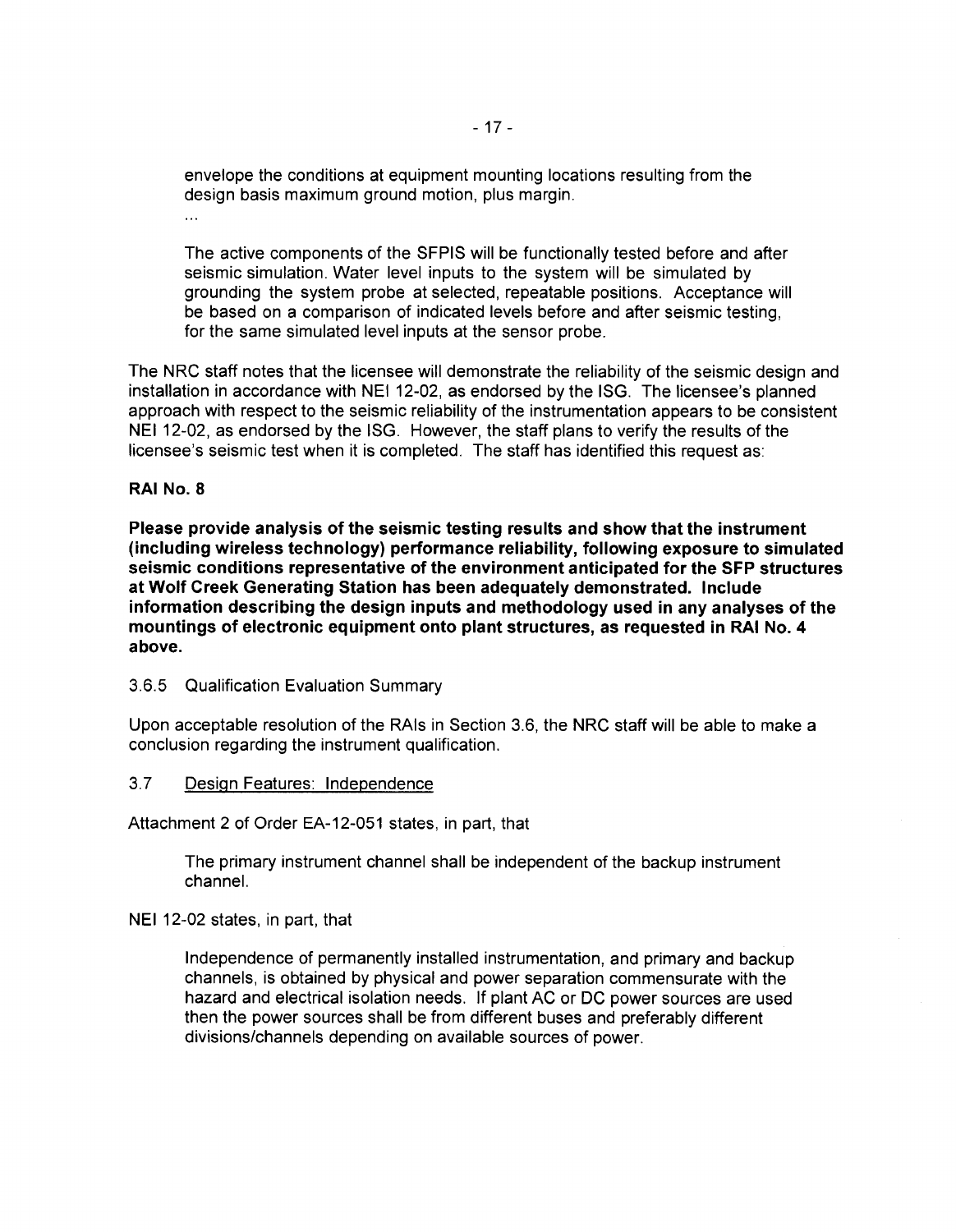envelope the conditions at equipment mounting locations resulting from the design basis maximum ground motion, plus margin.

...

The active components of the SFPIS will be functionally tested before and after seismic simulation. Water level inputs to the system will be simulated by grounding the system probe at selected, repeatable positions. Acceptance will be based on a comparison of indicated levels before and after seismic testing, for the same simulated level inputs at the sensor probe.

The NRC staff notes that the licensee will demonstrate the reliability of the seismic design and installation in accordance with NEI 12-02, as endorsed by the ISG. The licensee's planned approach with respect to the seismic reliability of the instrumentation appears to be consistent NEI 12-02, as endorsed by the ISG. However, the staff plans to verify the results of the licensee's seismic test when it is completed. The staff has identified this request as:

**RAI No. 8**

**Please provide analysis of the seismic testing results and show that the instrument (including wireless technology) performance reliability, following exposure to simulated seismic conditions representative of the environment anticipated for the SFP structures at Wolf Creek Generating Station has been adequately demonstrated. Include information describing the design inputs and methodology used in any analyses of the mountings of electronic equipment onto plant structures, as requested in RAI No. 4 above.**

3.6.5 Qualification Evaluation Summary

Upon acceptable resolution of the RAIs in Section 3.6, the NRC staff will be able to make a conclusion regarding the instrument qualification.

### 3.7 Design Features: Independence

Attachment 2 of Order EA-12-051 states, in part, that

> The primary instrument channel shall be independent of the backup instrument channel.

NEI 12-02 states, in part, that

> Independence of permanently installed instrumentation, and primary and backup channels, is obtained by physical and power separation commensurate with the hazard and electrical isolation needs. If plant AC or DC power sources are used then the power sources shall be from different buses and preferably different divisions/channels depending on available sources of power.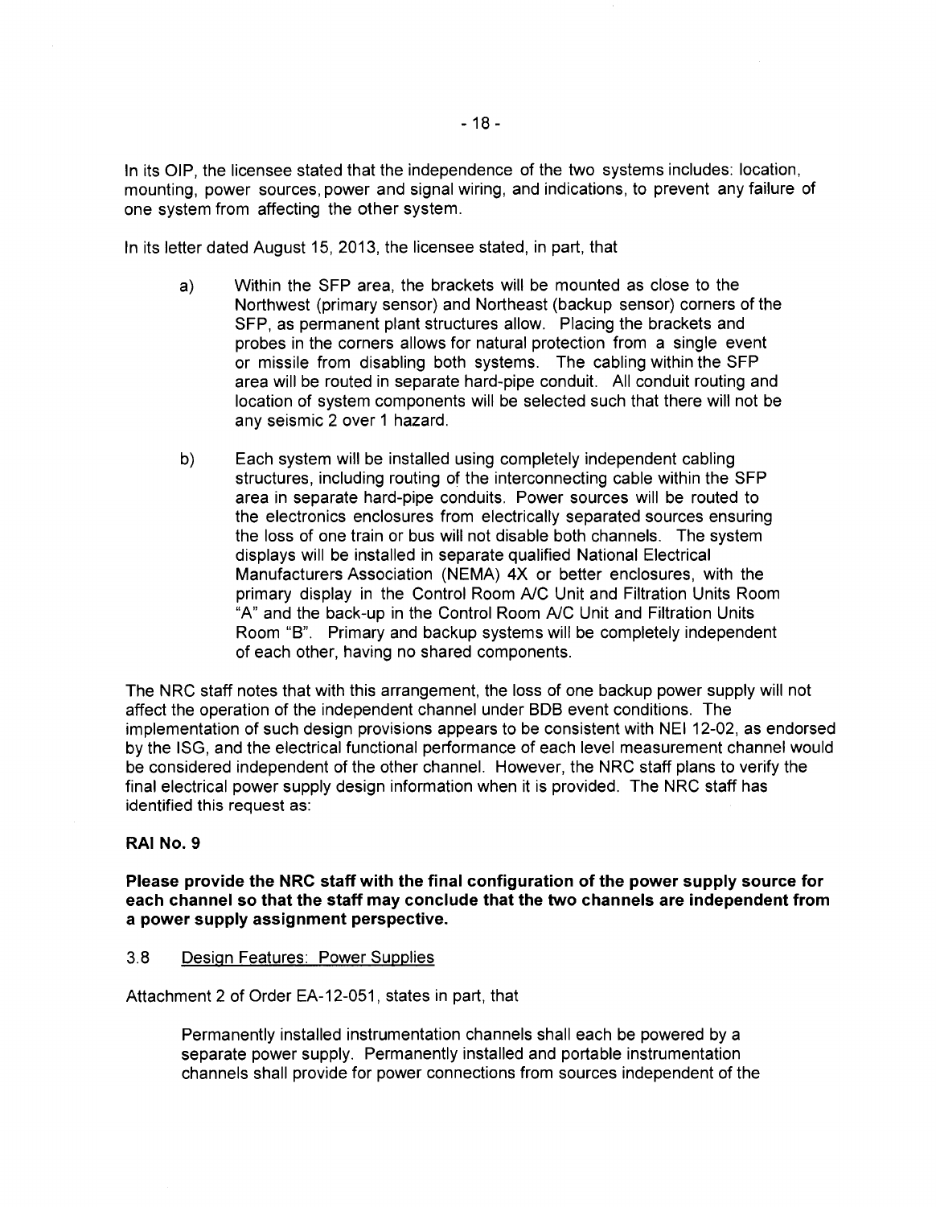In its OIP, the licensee stated that the independence of the two systems includes: location, mounting, power sources, power and signal wiring, and indications, to prevent any failure of one system from affecting the other system.

In its letter dated August 15, 2013, the licensee stated, in part, that

> a) Within the SFP area, the brackets will be mounted as close to the Northwest (primary sensor) and Northeast (backup sensor) corners of the SFP, as permanent plant structures allow. Placing the brackets and probes in the corners allows for natural protection from a single event or missile from disabling both systems. The cabling within the SFP area will be routed in separate hard-pipe conduit. All conduit routing and location of system components will be selected such that there will not be any seismic 2 over 1 hazard.
>
> b) Each system will be installed using completely independent cabling structures, including routing of the interconnecting cable within the SFP area in separate hard-pipe conduits. Power sources will be routed to the electronics enclosures from electrically separated sources ensuring the loss of one train or bus will not disable both channels. The system displays will be installed in separate qualified National Electrical Manufacturers Association (NEMA) 4X or better enclosures, with the primary display in the Control Room A/C Unit and Filtration Units Room "A" and the back-up in the Control Room A/C Unit and Filtration Units Room "B". Primary and backup systems will be completely independent of each other, having no shared components.

The NRC staff notes that with this arrangement, the loss of one backup power supply will not affect the operation of the independent channel under BDB event conditions. The implementation of such design provisions appears to be consistent with NEI 12-02, as endorsed by the ISG, and the electrical functional performance of each level measurement channel would be considered independent of the other channel. However, the NRC staff plans to verify the final electrical power supply design information when it is provided. The NRC staff has identified this request as:

**RAI No. 9**

**Please provide the NRC staff with the final configuration of the power supply source for each channel so that the staff may conclude that the two channels are independent from a power supply assignment perspective.**

3.8 Design Features: Power Supplies

Attachment 2 of Order EA-12-051, states in part, that

> Permanently installed instrumentation channels shall each be powered by a separate power supply. Permanently installed and portable instrumentation channels shall provide for power connections from sources independent of the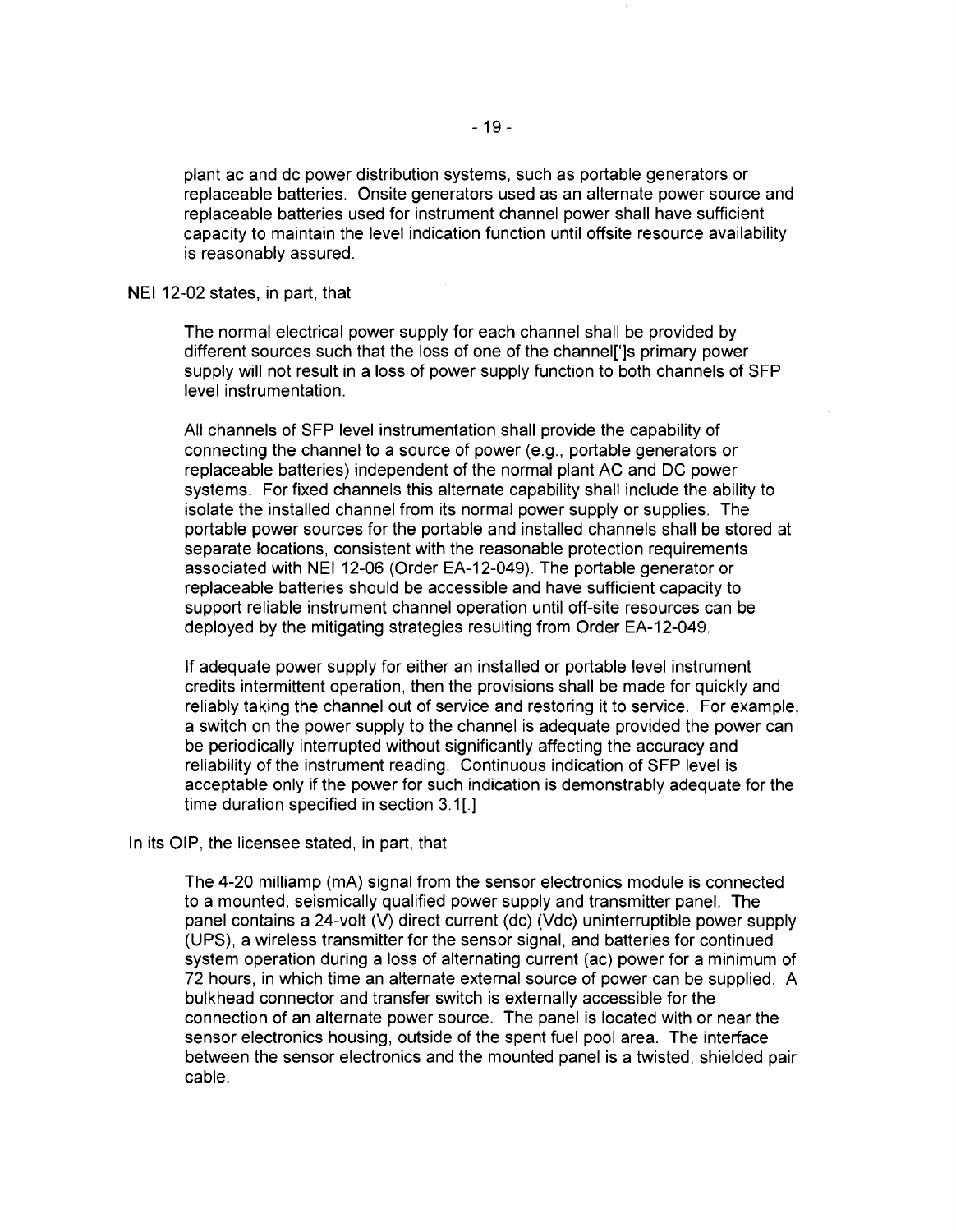plant ac and dc power distribution systems, such as portable generators or replaceable batteries. Onsite generators used as an alternate power source and replaceable batteries used for instrument channel power shall have sufficient capacity to maintain the level indication function until offsite resource availability is reasonably assured.

NEI 12-02 states, in part, that

> The normal electrical power supply for each channel shall be provided by different sources such that the loss of one of the channel[']s primary power supply will not result in a loss of power supply function to both channels of SFP level instrumentation.
>
> All channels of SFP level instrumentation shall provide the capability of connecting the channel to a source of power (e.g., portable generators or replaceable batteries) independent of the normal plant AC and DC power systems. For fixed channels this alternate capability shall include the ability to isolate the installed channel from its normal power supply or supplies. The portable power sources for the portable and installed channels shall be stored at separate locations, consistent with the reasonable protection requirements associated with NEI 12-06 (Order EA-12-049). The portable generator or replaceable batteries should be accessible and have sufficient capacity to support reliable instrument channel operation until off-site resources can be deployed by the mitigating strategies resulting from Order EA-12-049.
>
> If adequate power supply for either an installed or portable level instrument credits intermittent operation, then the provisions shall be made for quickly and reliably taking the channel out of service and restoring it to service. For example, a switch on the power supply to the channel is adequate provided the power can be periodically interrupted without significantly affecting the accuracy and reliability of the instrument reading. Continuous indication of SFP level is acceptable only if the power for such indication is demonstrably adequate for the time duration specified in section 3.1[.]

In its OIP, the licensee stated, in part, that

> The 4-20 milliamp (mA) signal from the sensor electronics module is connected to a mounted, seismically qualified power supply and transmitter panel. The panel contains a 24-volt (V) direct current (dc) (Vdc) uninterruptible power supply (UPS), a wireless transmitter for the sensor signal, and batteries for continued system operation during a loss of alternating current (ac) power for a minimum of 72 hours, in which time an alternate external source of power can be supplied. A bulkhead connector and transfer switch is externally accessible for the connection of an alternate power source. The panel is located with or near the sensor electronics housing, outside of the spent fuel pool area. The interface between the sensor electronics and the mounted panel is a twisted, shielded pair cable.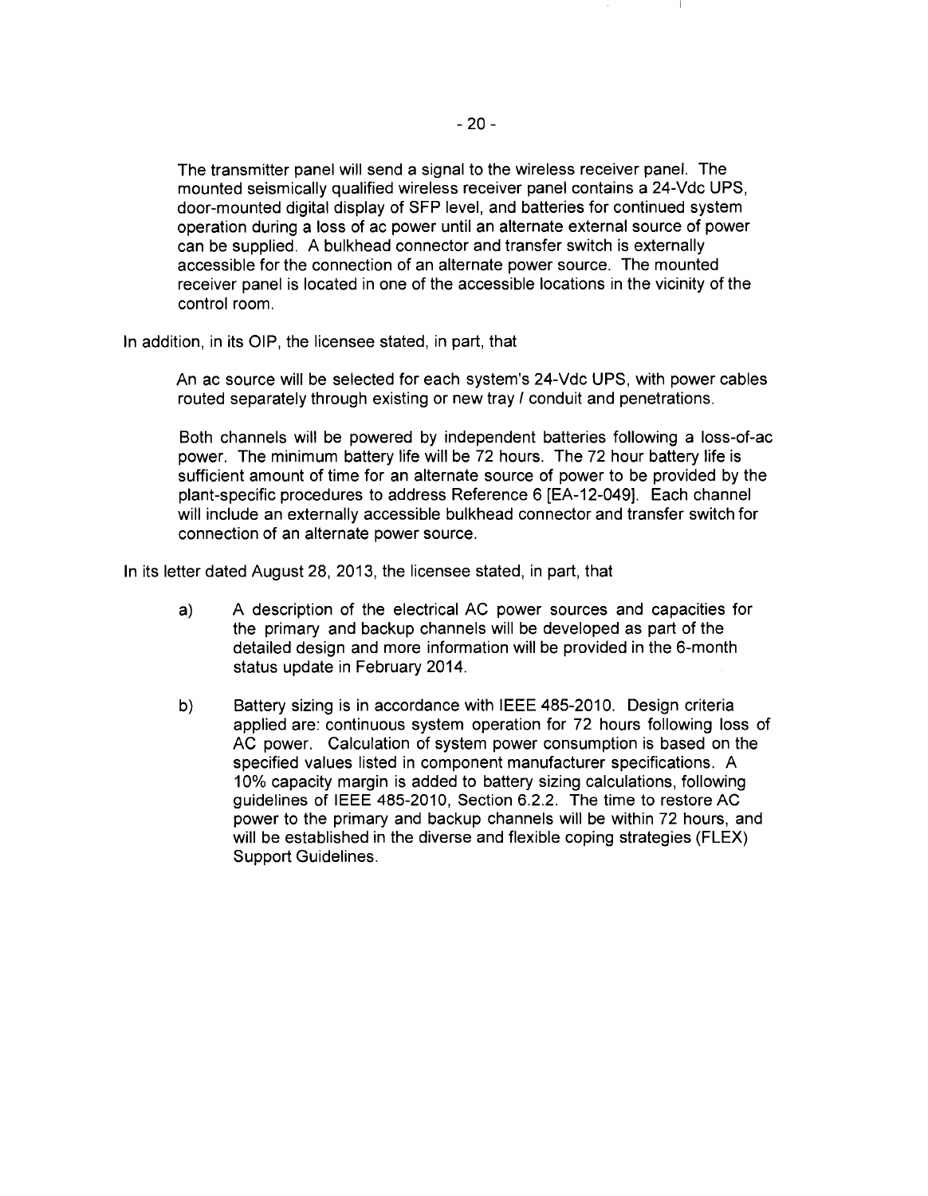> The transmitter panel will send a signal to the wireless receiver panel. The mounted seismically qualified wireless receiver panel contains a 24-Vdc UPS, door-mounted digital display of SFP level, and batteries for continued system operation during a loss of ac power until an alternate external source of power can be supplied. A bulkhead connector and transfer switch is externally accessible for the connection of an alternate power source. The mounted receiver panel is located in one of the accessible locations in the vicinity of the control room.

In addition, in its OIP, the licensee stated, in part, that

> An ac source will be selected for each system's 24-Vdc UPS, with power cables routed separately through existing or new tray / conduit and penetrations.
>
> Both channels will be powered by independent batteries following a loss-of-ac power. The minimum battery life will be 72 hours. The 72 hour battery life is sufficient amount of time for an alternate source of power to be provided by the plant-specific procedures to address Reference 6 [EA-12-049]. Each channel will include an externally accessible bulkhead connector and transfer switch for connection of an alternate power source.

In its letter dated August 28, 2013, the licensee stated, in part, that

> a) A description of the electrical AC power sources and capacities for the primary and backup channels will be developed as part of the detailed design and more information will be provided in the 6-month status update in February 2014.
>
> b) Battery sizing is in accordance with IEEE 485-2010. Design criteria applied are: continuous system operation for 72 hours following loss of AC power. Calculation of system power consumption is based on the specified values listed in component manufacturer specifications. A 10% capacity margin is added to battery sizing calculations, following guidelines of IEEE 485-2010, Section 6.2.2. The time to restore AC power to the primary and backup channels will be within 72 hours, and will be established in the diverse and flexible coping strategies (FLEX) Support Guidelines.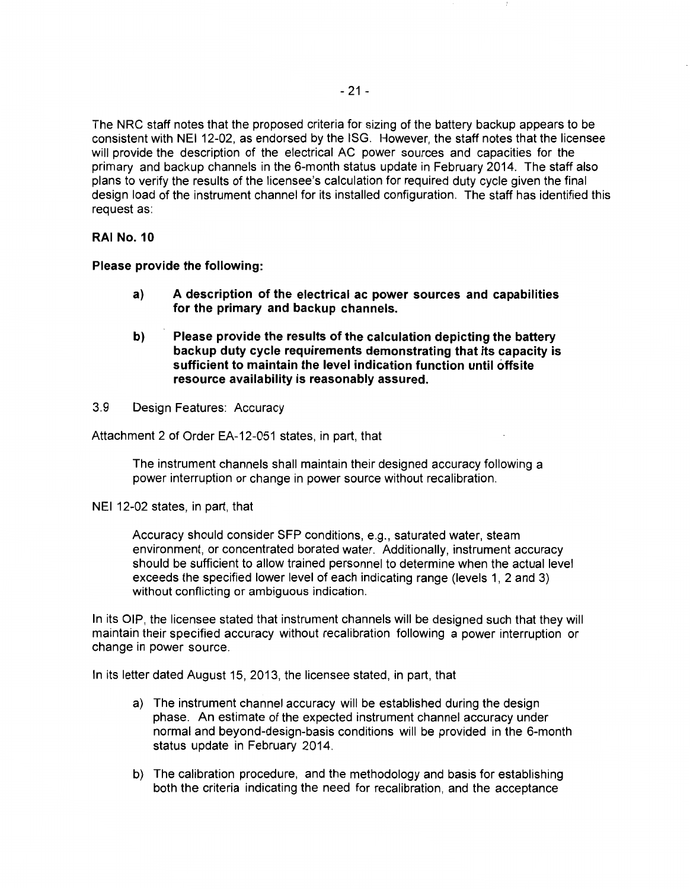The NRC staff notes that the proposed criteria for sizing of the battery backup appears to be consistent with NEI 12-02, as endorsed by the ISG. However, the staff notes that the licensee will provide the description of the electrical AC power sources and capacities for the primary and backup channels in the 6-month status update in February 2014. The staff also plans to verify the results of the licensee's calculation for required duty cycle given the final design load of the instrument channel for its installed configuration. The staff has identified this request as:

**RAI No. 10**

**Please provide the following:**

> **a) A description of the electrical ac power sources and capabilities for the primary and backup channels.**
>
> **b) Please provide the results of the calculation depicting the battery backup duty cycle requirements demonstrating that its capacity is sufficient to maintain the level indication function until offsite resource availability is reasonably assured.**

3.9 Design Features: Accuracy

Attachment 2 of Order EA-12-051 states, in part, that

> The instrument channels shall maintain their designed accuracy following a power interruption or change in power source without recalibration.

NEI 12-02 states, in part, that

> Accuracy should consider SFP conditions, e.g., saturated water, steam environment, or concentrated borated water. Additionally, instrument accuracy should be sufficient to allow trained personnel to determine when the actual level exceeds the specified lower level of each indicating range (levels 1, 2 and 3) without conflicting or ambiguous indication.

In its OIP, the licensee stated that instrument channels will be designed such that they will maintain their specified accuracy without recalibration following a power interruption or change in power source.

In its letter dated August 15, 2013, the licensee stated, in part, that

> a) The instrument channel accuracy will be established during the design phase. An estimate of the expected instrument channel accuracy under normal and beyond-design-basis conditions will be provided in the 6-month status update in February 2014.
>
> b) The calibration procedure, and the methodology and basis for establishing both the criteria indicating the need for recalibration, and the acceptance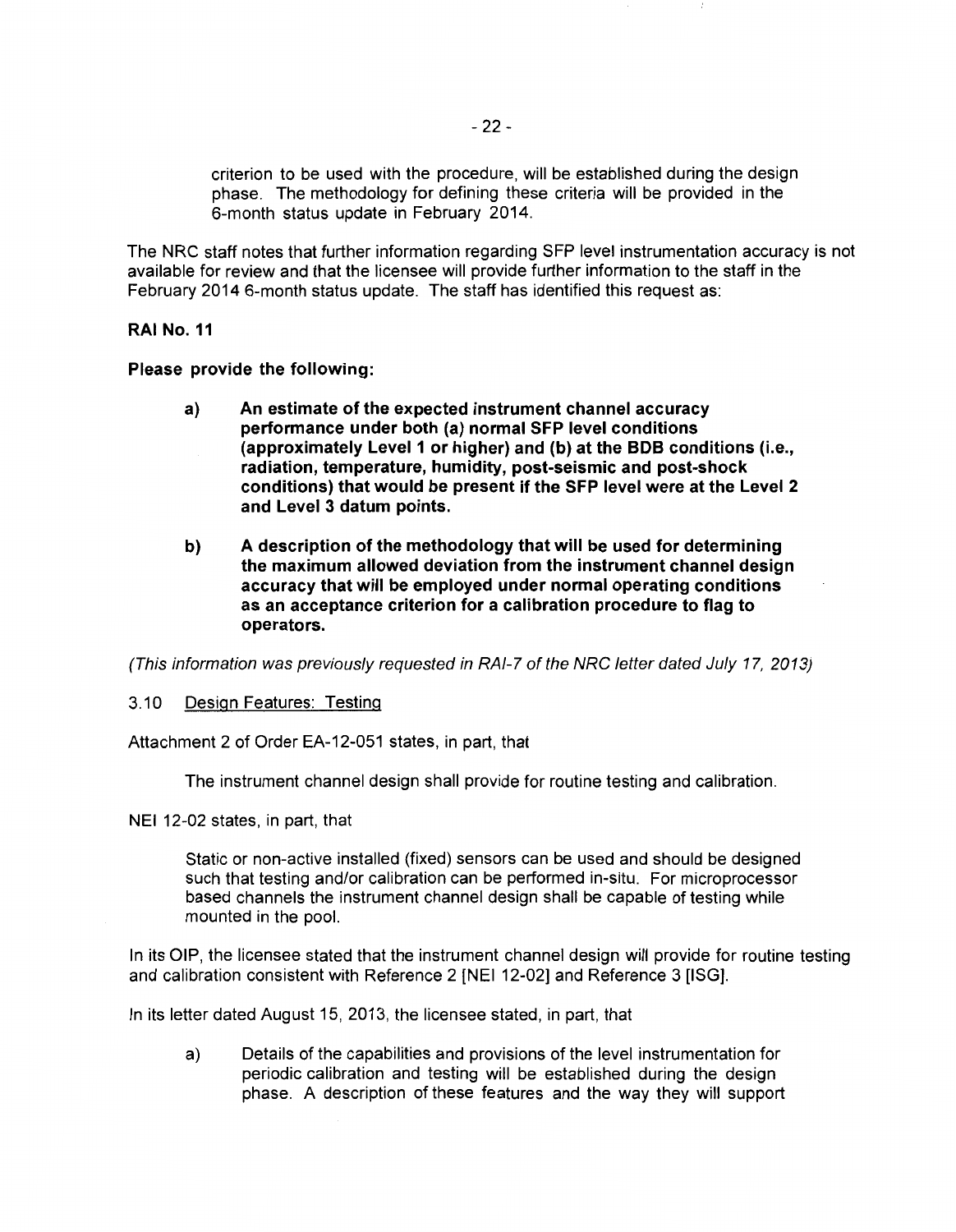> criterion to be used with the procedure, will be established during the design phase. The methodology for defining these criteria will be provided in the 6-month status update in February 2014.

The NRC staff notes that further information regarding SFP level instrumentation accuracy is not available for review and that the licensee will provide further information to the staff in the February 2014 6-month status update. The staff has identified this request as:

**RAI No. 11**

**Please provide the following:**

> **a) An estimate of the expected instrument channel accuracy performance under both (a) normal SFP level conditions (approximately Level 1 or higher) and (b) at the BDB conditions (i.e., radiation, temperature, humidity, post-seismic and post-shock conditions) that would be present if the SFP level were at the Level 2 and Level 3 datum points.**
>
> **b) A description of the methodology that will be used for determining the maximum allowed deviation from the instrument channel design accuracy that will be employed under normal operating conditions as an acceptance criterion for a calibration procedure to flag to operators.**

*(This information was previously requested in RAI-7 of the NRC letter dated July 17, 2013)*

3.10 Design Features: Testing

Attachment 2 of Order EA-12-051 states, in part, that

> The instrument channel design shall provide for routine testing and calibration.

NEI 12-02 states, in part, that

> Static or non-active installed (fixed) sensors can be used and should be designed such that testing and/or calibration can be performed in-situ. For microprocessor based channels the instrument channel design shall be capable of testing while mounted in the pool.

In its OIP, the licensee stated that the instrument channel design will provide for routine testing and calibration consistent with Reference 2 [NEI 12-02] and Reference 3 [ISG].

In its letter dated August 15, 2013, the licensee stated, in part, that

> a) Details of the capabilities and provisions of the level instrumentation for periodic calibration and testing will be established during the design phase. A description of these features and the way they will support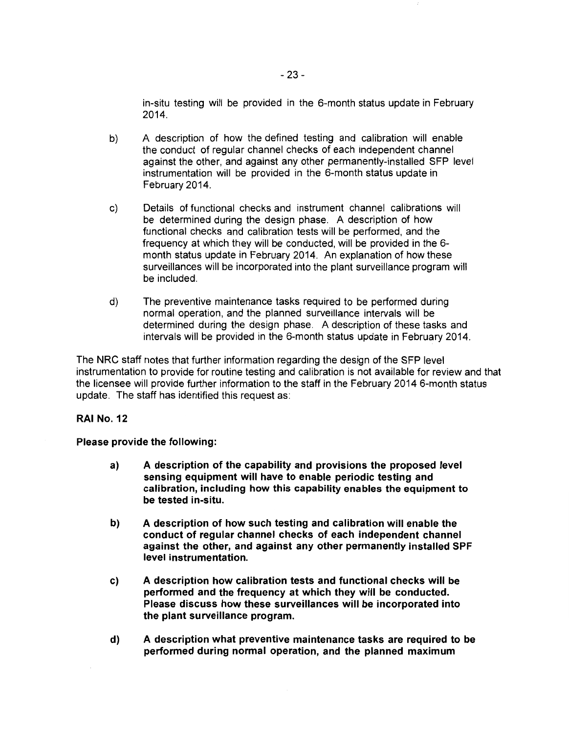in-situ testing will be provided in the 6-month status update in February 2014.

b) A description of how the defined testing and calibration will enable the conduct of regular channel checks of each independent channel against the other, and against any other permanently-installed SFP level instrumentation will be provided in the 6-month status update in February 2014.

c) Details of functional checks and instrument channel calibrations will be determined during the design phase. A description of how functional checks and calibration tests will be performed, and the frequency at which they will be conducted, will be provided in the 6-month status update in February 2014. An explanation of how these surveillances will be incorporated into the plant surveillance program will be included.

d) The preventive maintenance tasks required to be performed during normal operation, and the planned surveillance intervals will be determined during the design phase. A description of these tasks and intervals will be provided in the 6-month status update in February 2014.

The NRC staff notes that further information regarding the design of the SFP level instrumentation to provide for routine testing and calibration is not available for review and that the licensee will provide further information to the staff in the February 2014 6-month status update. The staff has identified this request as:

**RAI No. 12**

**Please provide the following:**

**a) A description of the capability and provisions the proposed level sensing equipment will have to enable periodic testing and calibration, including how this capability enables the equipment to be tested in-situ.**

**b) A description of how such testing and calibration will enable the conduct of regular channel checks of each independent channel against the other, and against any other permanently installed SPF level instrumentation.**

**c) A description how calibration tests and functional checks will be performed and the frequency at which they will be conducted. Please discuss how these surveillances will be incorporated into the plant surveillance program.**

**d) A description what preventive maintenance tasks are required to be performed during normal operation, and the planned maximum**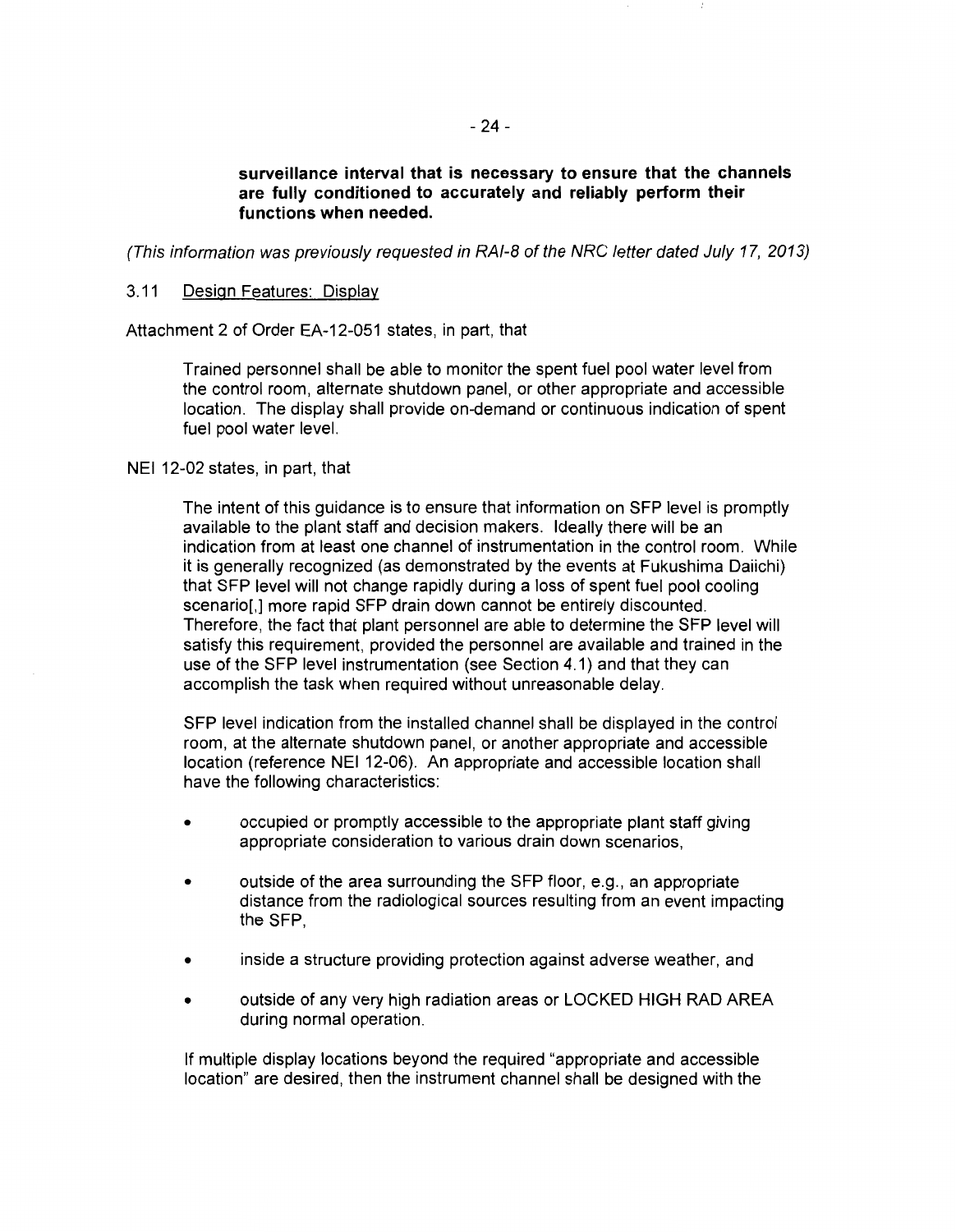**surveillance interval that is necessary to ensure that the channels are fully conditioned to accurately and reliably perform their functions when needed.**

*(This information was previously requested in RAI-8 of the NRC letter dated July 17, 2013)*

### 3.11 Design Features: Display

Attachment 2 of Order EA-12-051 states, in part, that

> Trained personnel shall be able to monitor the spent fuel pool water level from the control room, alternate shutdown panel, or other appropriate and accessible location. The display shall provide on-demand or continuous indication of spent fuel pool water level.

NEI 12-02 states, in part, that

> The intent of this guidance is to ensure that information on SFP level is promptly available to the plant staff and decision makers. Ideally there will be an indication from at least one channel of instrumentation in the control room. While it is generally recognized (as demonstrated by the events at Fukushima Daiichi) that SFP level will not change rapidly during a loss of spent fuel pool cooling scenario[,] more rapid SFP drain down cannot be entirely discounted. Therefore, the fact that plant personnel are able to determine the SFP level will satisfy this requirement, provided the personnel are available and trained in the use of the SFP level instrumentation (see Section 4.1) and that they can accomplish the task when required without unreasonable delay.
>
> SFP level indication from the installed channel shall be displayed in the control room, at the alternate shutdown panel, or another appropriate and accessible location (reference NEI 12-06). An appropriate and accessible location shall have the following characteristics:
>
> - occupied or promptly accessible to the appropriate plant staff giving appropriate consideration to various drain down scenarios,
> - outside of the area surrounding the SFP floor, e.g., an appropriate distance from the radiological sources resulting from an event impacting the SFP,
> - inside a structure providing protection against adverse weather, and
> - outside of any very high radiation areas or LOCKED HIGH RAD AREA during normal operation.
>
> If multiple display locations beyond the required "appropriate and accessible location" are desired, then the instrument channel shall be designed with the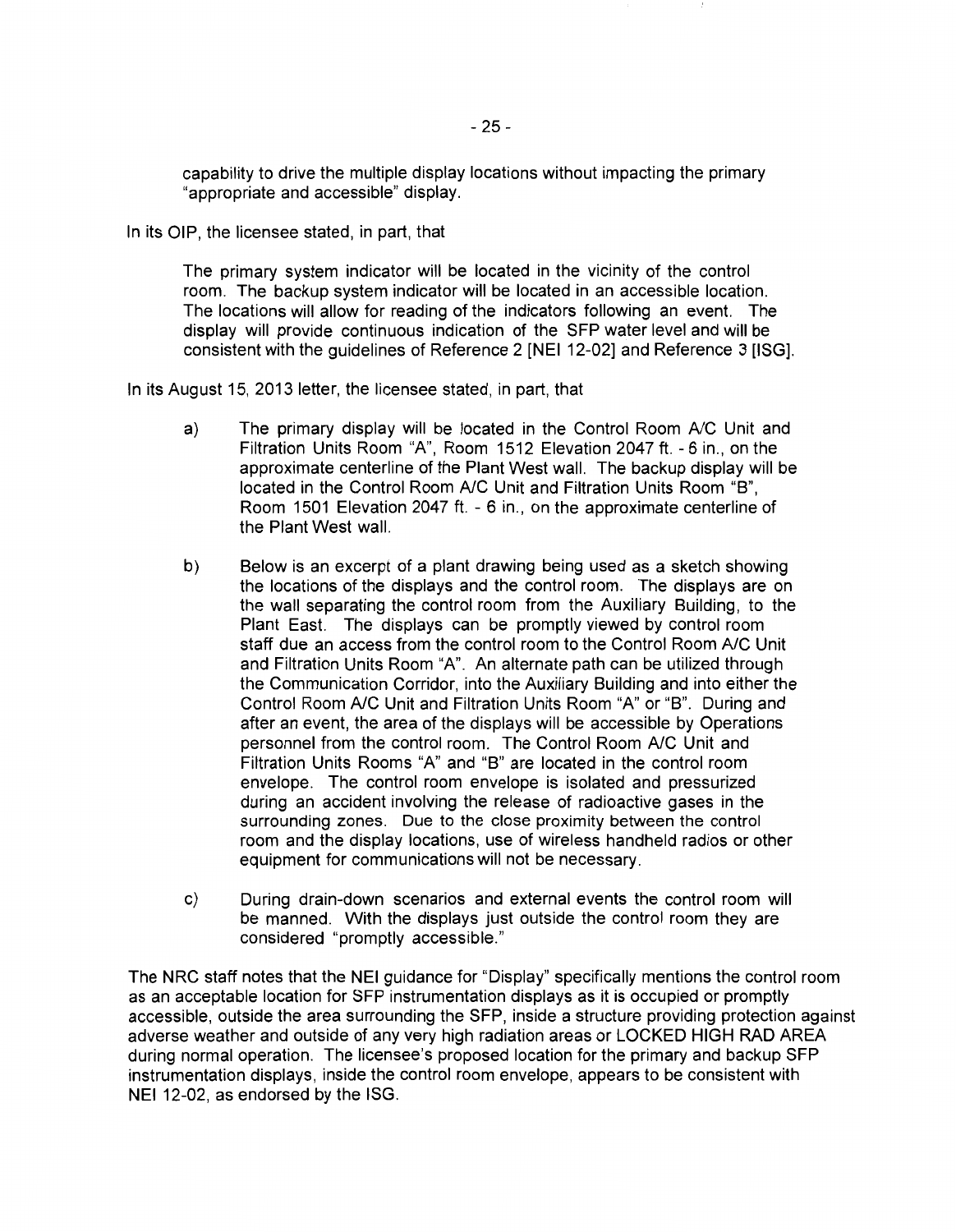capability to drive the multiple display locations without impacting the primary "appropriate and accessible" display.

In its OIP, the licensee stated, in part, that

> The primary system indicator will be located in the vicinity of the control room. The backup system indicator will be located in an accessible location. The locations will allow for reading of the indicators following an event. The display will provide continuous indication of the SFP water level and will be consistent with the guidelines of Reference 2 [NEI 12-02] and Reference 3 [ISG].

In its August 15, 2013 letter, the licensee stated, in part, that

> a) The primary display will be located in the Control Room A/C Unit and Filtration Units Room "A", Room 1512 Elevation 2047 ft. - 6 in., on the approximate centerline of the Plant West wall. The backup display will be located in the Control Room A/C Unit and Filtration Units Room "B", Room 1501 Elevation 2047 ft. - 6 in., on the approximate centerline of the Plant West wall.
>
> b) Below is an excerpt of a plant drawing being used as a sketch showing the locations of the displays and the control room. The displays are on the wall separating the control room from the Auxiliary Building, to the Plant East. The displays can be promptly viewed by control room staff due an access from the control room to the Control Room A/C Unit and Filtration Units Room "A". An alternate path can be utilized through the Communication Corridor, into the Auxiliary Building and into either the Control Room A/C Unit and Filtration Units Room "A" or "B". During and after an event, the area of the displays will be accessible by Operations personnel from the control room. The Control Room A/C Unit and Filtration Units Rooms "A" and "B" are located in the control room envelope. The control room envelope is isolated and pressurized during an accident involving the release of radioactive gases in the surrounding zones. Due to the close proximity between the control room and the display locations, use of wireless handheld radios or other equipment for communications will not be necessary.
>
> c) During drain-down scenarios and external events the control room will be manned. With the displays just outside the control room they are considered "promptly accessible."

The NRC staff notes that the NEI guidance for "Display" specifically mentions the control room as an acceptable location for SFP instrumentation displays as it is occupied or promptly accessible, outside the area surrounding the SFP, inside a structure providing protection against adverse weather and outside of any very high radiation areas or LOCKED HIGH RAD AREA during normal operation. The licensee's proposed location for the primary and backup SFP instrumentation displays, inside the control room envelope, appears to be consistent with NEI 12-02, as endorsed by the ISG.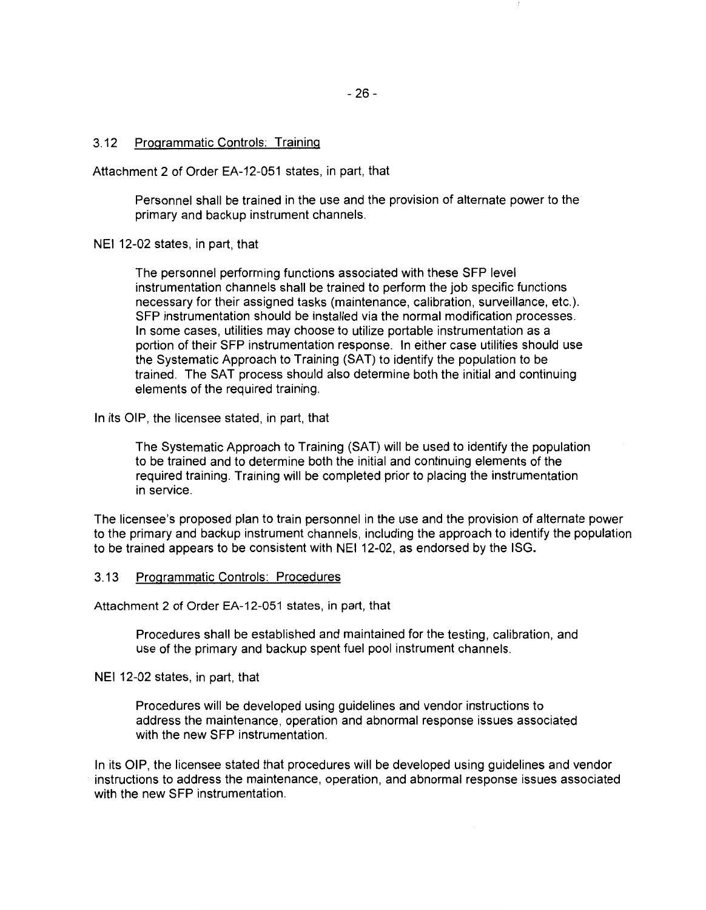### 3.12 Programmatic Controls: Training

Attachment 2 of Order EA-12-051 states, in part, that

> Personnel shall be trained in the use and the provision of alternate power to the primary and backup instrument channels.

NEI 12-02 states, in part, that

> The personnel performing functions associated with these SFP level instrumentation channels shall be trained to perform the job specific functions necessary for their assigned tasks (maintenance, calibration, surveillance, etc.). SFP instrumentation should be installed via the normal modification processes. In some cases, utilities may choose to utilize portable instrumentation as a portion of their SFP instrumentation response. In either case utilities should use the Systematic Approach to Training (SAT) to identify the population to be trained. The SAT process should also determine both the initial and continuing elements of the required training.

In its OIP, the licensee stated, in part, that

> The Systematic Approach to Training (SAT) will be used to identify the population to be trained and to determine both the initial and continuing elements of the required training. Training will be completed prior to placing the instrumentation in service.

The licensee's proposed plan to train personnel in the use and the provision of alternate power to the primary and backup instrument channels, including the approach to identify the population to be trained appears to be consistent with NEI 12-02, as endorsed by the ISG.

### 3.13 Programmatic Controls: Procedures

Attachment 2 of Order EA-12-051 states, in part, that

> Procedures shall be established and maintained for the testing, calibration, and use of the primary and backup spent fuel pool instrument channels.

NEI 12-02 states, in part, that

> Procedures will be developed using guidelines and vendor instructions to address the maintenance, operation and abnormal response issues associated with the new SFP instrumentation.

In its OIP, the licensee stated that procedures will be developed using guidelines and vendor instructions to address the maintenance, operation, and abnormal response issues associated with the new SFP instrumentation.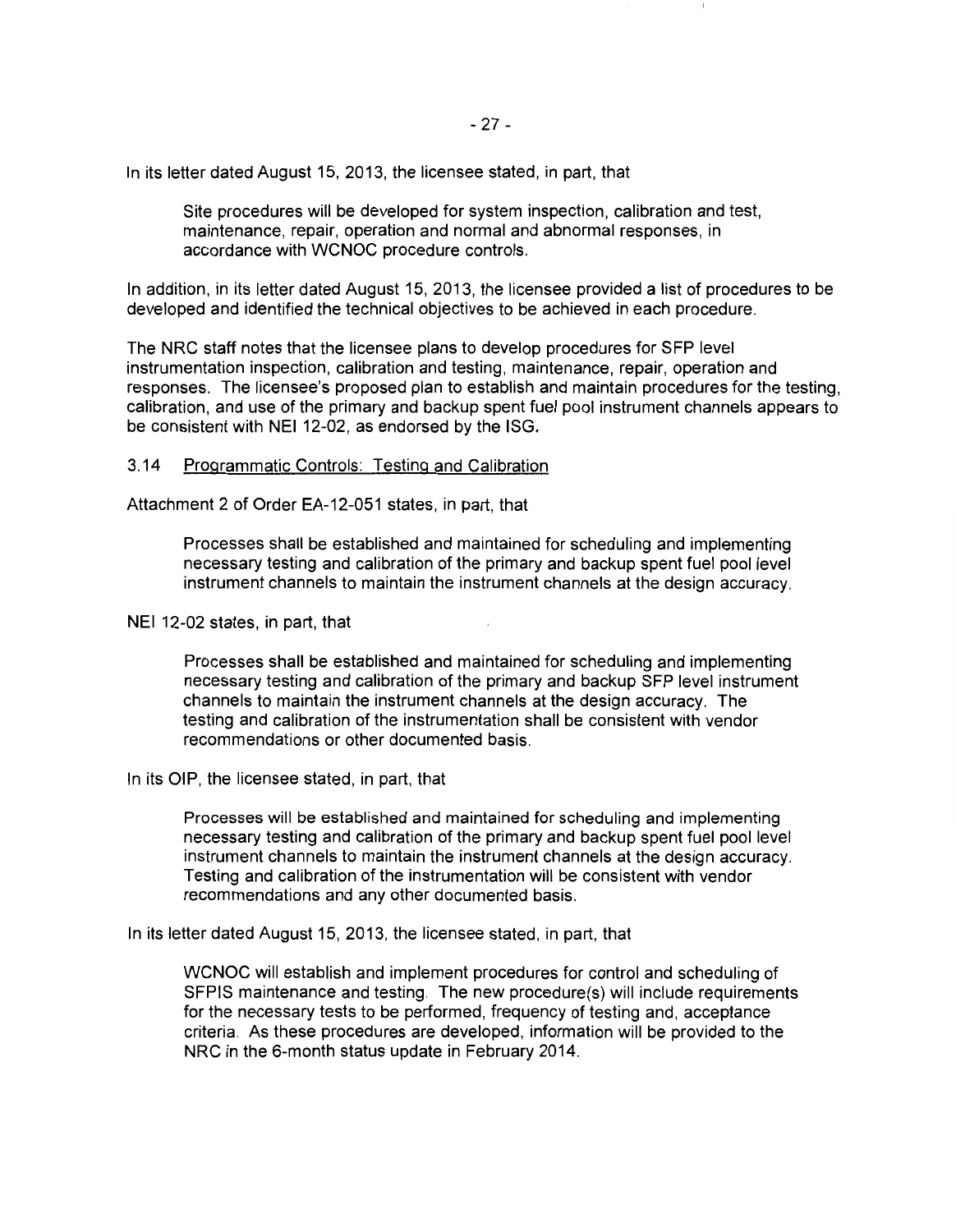In its letter dated August 15, 2013, the licensee stated, in part, that

> Site procedures will be developed for system inspection, calibration and test, maintenance, repair, operation and normal and abnormal responses, in accordance with WCNOC procedure controls.

In addition, in its letter dated August 15, 2013, the licensee provided a list of procedures to be developed and identified the technical objectives to be achieved in each procedure.

The NRC staff notes that the licensee plans to develop procedures for SFP level instrumentation inspection, calibration and testing, maintenance, repair, operation and responses. The licensee's proposed plan to establish and maintain procedures for the testing, calibration, and use of the primary and backup spent fuel pool instrument channels appears to be consistent with NEI 12-02, as endorsed by the ISG.

### 3.14 Programmatic Controls: Testing and Calibration

Attachment 2 of Order EA-12-051 states, in part, that

> Processes shall be established and maintained for scheduling and implementing necessary testing and calibration of the primary and backup spent fuel pool level instrument channels to maintain the instrument channels at the design accuracy.

NEI 12-02 states, in part, that

> Processes shall be established and maintained for scheduling and implementing necessary testing and calibration of the primary and backup SFP level instrument channels to maintain the instrument channels at the design accuracy. The testing and calibration of the instrumentation shall be consistent with vendor recommendations or other documented basis.

In its OIP, the licensee stated, in part, that

> Processes will be established and maintained for scheduling and implementing necessary testing and calibration of the primary and backup spent fuel pool level instrument channels to maintain the instrument channels at the design accuracy. Testing and calibration of the instrumentation will be consistent with vendor recommendations and any other documented basis.

In its letter dated August 15, 2013, the licensee stated, in part, that

> WCNOC will establish and implement procedures for control and scheduling of SFPIS maintenance and testing. The new procedure(s) will include requirements for the necessary tests to be performed, frequency of testing and, acceptance criteria. As these procedures are developed, information will be provided to the NRC in the 6-month status update in February 2014.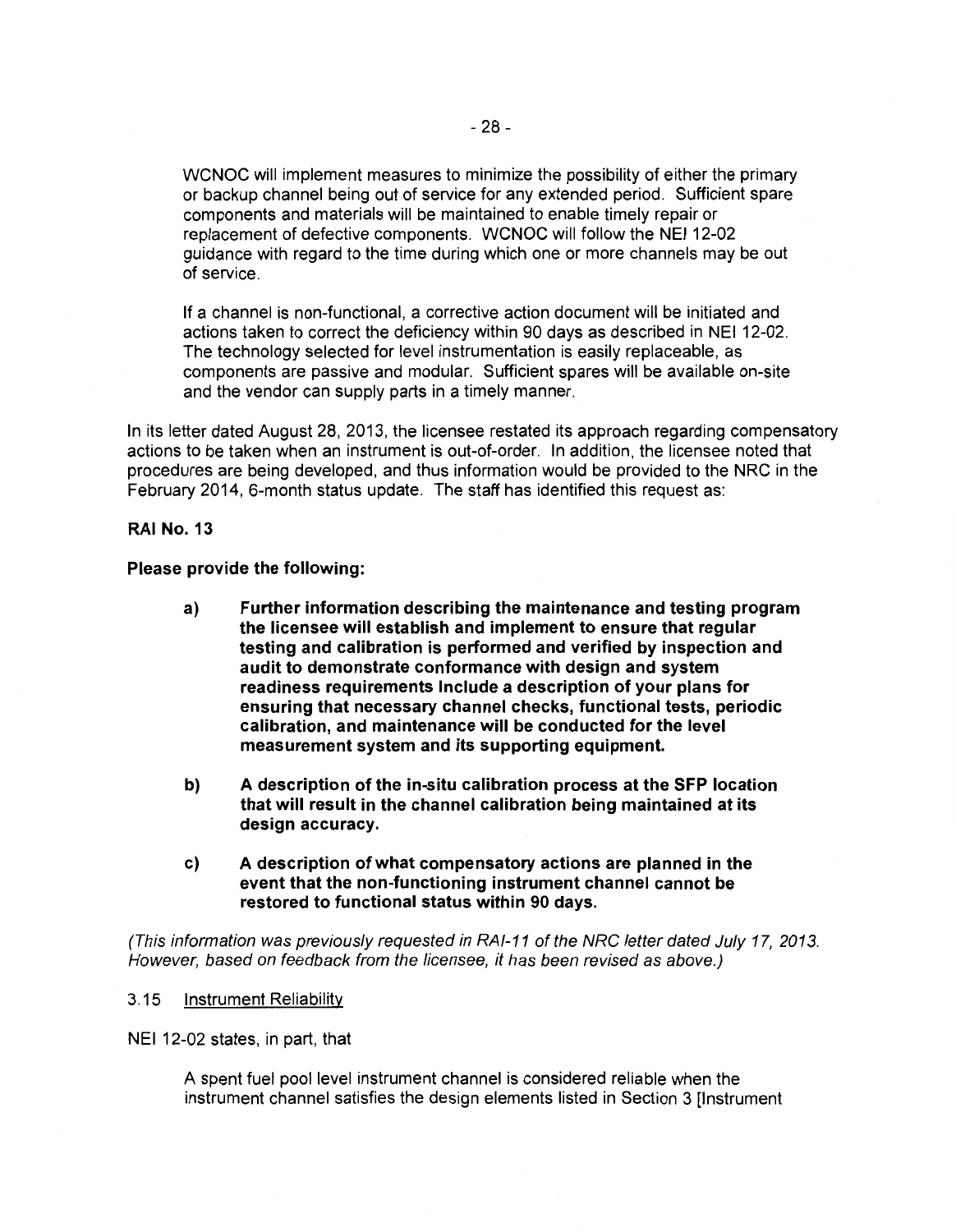> WCNOC will implement measures to minimize the possibility of either the primary or backup channel being out of service for any extended period. Sufficient spare components and materials will be maintained to enable timely repair or replacement of defective components. WCNOC will follow the NEI 12-02 guidance with regard to the time during which one or more channels may be out of service.
>
> If a channel is non-functional, a corrective action document will be initiated and actions taken to correct the deficiency within 90 days as described in NEI 12-02. The technology selected for level instrumentation is easily replaceable, as components are passive and modular. Sufficient spares will be available on-site and the vendor can supply parts in a timely manner.

In its letter dated August 28, 2013, the licensee restated its approach regarding compensatory actions to be taken when an instrument is out-of-order. In addition, the licensee noted that procedures are being developed, and thus information would be provided to the NRC in the February 2014, 6-month status update. The staff has identified this request as:

**RAI No. 13**

**Please provide the following:**

> **a) Further information describing the maintenance and testing program the licensee will establish and implement to ensure that regular testing and calibration is performed and verified by inspection and audit to demonstrate conformance with design and system readiness requirements Include a description of your plans for ensuring that necessary channel checks, functional tests, periodic calibration, and maintenance will be conducted for the level measurement system and its supporting equipment.**
>
> **b) A description of the in-situ calibration process at the SFP location that will result in the channel calibration being maintained at its design accuracy.**
>
> **c) A description of what compensatory actions are planned in the event that the non-functioning instrument channel cannot be restored to functional status within 90 days.**

*(This information was previously requested in RAI-11 of the NRC letter dated July 17, 2013. However, based on feedback from the licensee, it has been revised as above.)*

### 3.15 Instrument Reliability

NEI 12-02 states, in part, that

> A spent fuel pool level instrument channel is considered reliable when the instrument channel satisfies the design elements listed in Section 3 [Instrument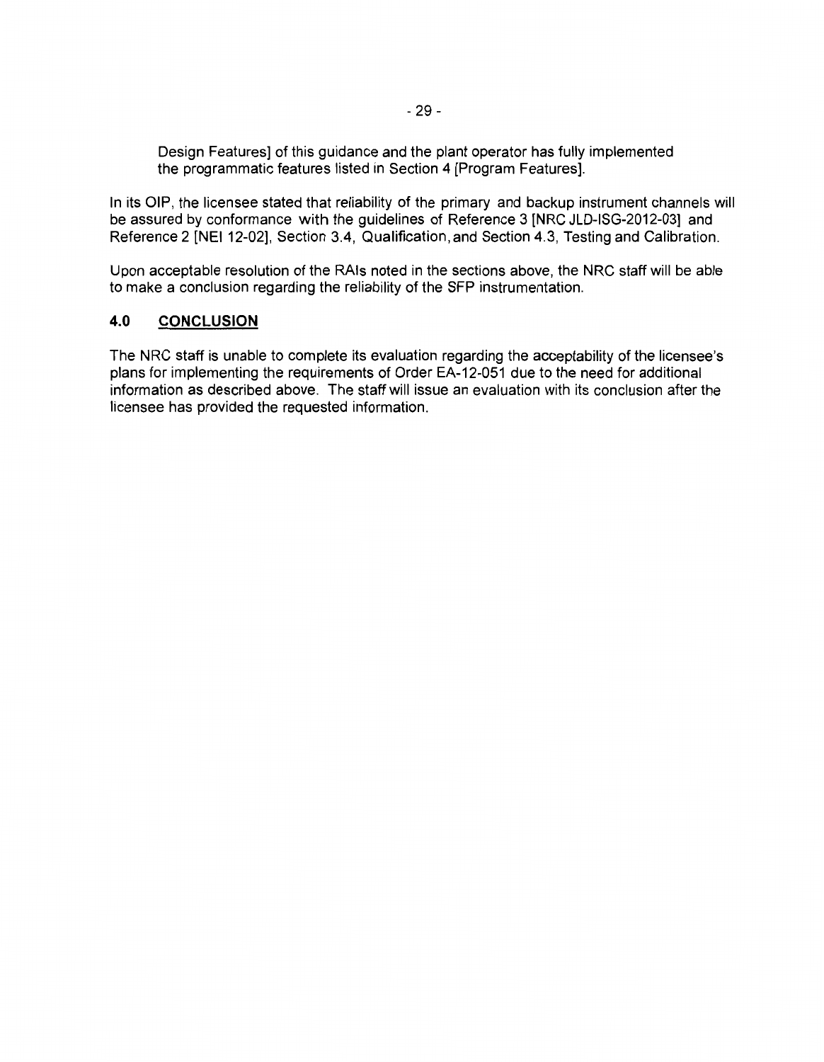Design Features] of this guidance and the plant operator has fully implemented the programmatic features listed in Section 4 [Program Features].

In its OIP, the licensee stated that reliability of the primary and backup instrument channels will be assured by conformance with the guidelines of Reference 3 [NRC JLD-ISG-2012-03] and Reference 2 [NEI 12-02], Section 3.4, Qualification, and Section 4.3, Testing and Calibration.

Upon acceptable resolution of the RAIs noted in the sections above, the NRC staff will be able to make a conclusion regarding the reliability of the SFP instrumentation.

## 4.0 CONCLUSION

The NRC staff is unable to complete its evaluation regarding the acceptability of the licensee's plans for implementing the requirements of Order EA-12-051 due to the need for additional information as described above. The staff will issue an evaluation with its conclusion after the licensee has provided the requested information.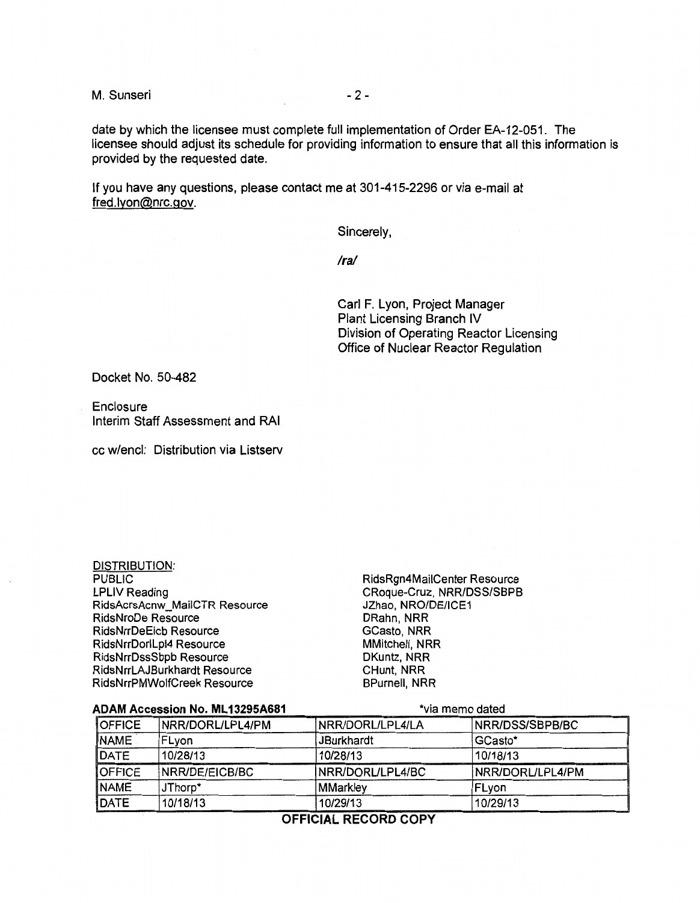M. Sunseri

date by which the licensee must complete full implementation of Order EA-12-051. The licensee should adjust its schedule for providing information to ensure that all this information is provided by the requested date.

If you have any questions, please contact me at 301-415-2296 or via e-mail at fred.lyon@nrc.gov.

Sincerely,

*/ra/*

Carl F. Lyon, Project Manager
Plant Licensing Branch IV
Division of Operating Reactor Licensing
Office of Nuclear Reactor Regulation

Docket No. 50-482

Enclosure
Interim Staff Assessment and RAI

cc w/encl: Distribution via Listserv

DISTRIBUTION:
PUBLIC
LPLIV Reading
RidsAcrsAcnw_MailCTR Resource
RidsNroDe Resource
RidsNrrDeEicb Resource
RidsNrrDorlLpl4 Resource
RidsNrrDssSbpb Resource
RidsNrrLAJBurkhardt Resource
RidsNrrPMWolfCreek Resource
RidsRgn4MailCenter Resource
CRoque-Cruz, NRR/DSS/SBPB
JZhao, NRO/DE/ICE1
DRahn, NRR
GCasto, NRR
MMitchell, NRR
DKuntz, NRR
CHunt, NRR
BPurnell, NRR

**ADAM Accession No. ML13295A681** *via memo dated

| OFFICE | NRR/DORL/LPL4/PM | NRR/DORL/LPL4/LA | NRR/DSS/SBPB/BC |
|---|---|---|---|
| NAME | FLyon | JBurkhardt | GCasto* |
| DATE | 10/28/13 | 10/28/13 | 10/18/13 |
| OFFICE | NRR/DE/EICB/BC | NRR/DORL/LPL4/BC | NRR/DORL/LPL4/PM |
| NAME | JThorp* | MMarkley | FLyon |
| DATE | 10/18/13 | 10/29/13 | 10/29/13 |

**OFFICIAL RECORD COPY**